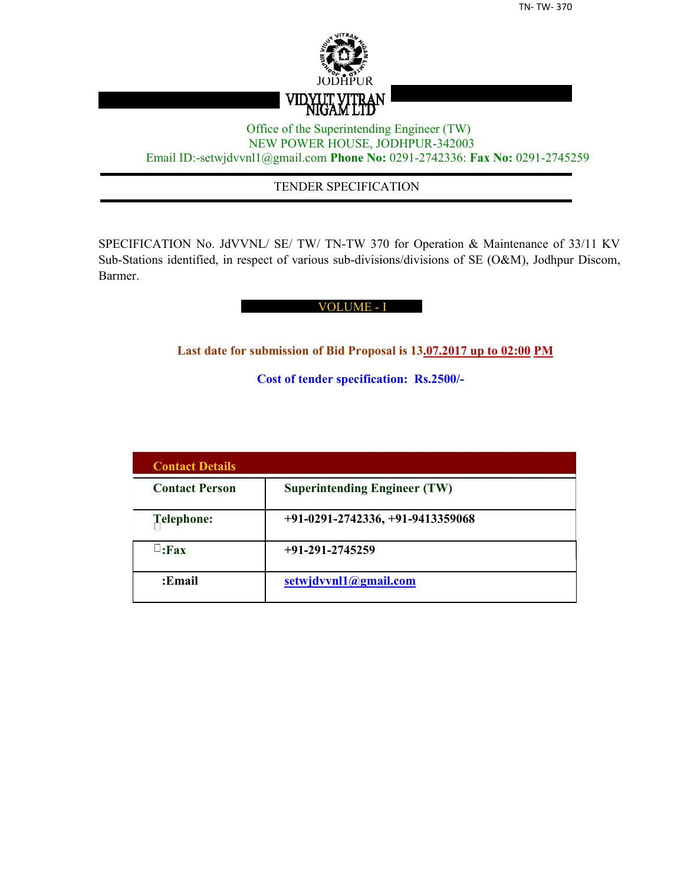JODHPUR

# VIDYUT VITRAN NIGAM LTD

Office of the Superintending Engineer (TW)
NEW POWER HOUSE, JODHPUR-342003
Email ID:-setwjdvvnl1@gmail.com **Phone No:** 0291-2742336: **Fax No:** 0291-2745259

## TENDER SPECIFICATION

SPECIFICATION No. JdVVNL/ SE/ TW/ TN-TW 370 for Operation & Maintenance of 33/11 KV Sub-Stations identified, in respect of various sub-divisions/divisions of SE (O&M), Jodhpur Discom, Barmer.

## VOLUME - I

**Last date for submission of Bid Proposal is 13.07.2017 up to 02:00 PM**

**Cost of tender specification: Rs.2500/-**

| Contact Details | |
|---|---|
| **Contact Person** | **Superintending Engineer (TW)** |
| **Telephone:** | **+91-0291-2742336, +91-9413359068** |
| **:Fax** | **+91-291-2745259** |
| **:Email** | **setwjdvvnl1@gmail.com** |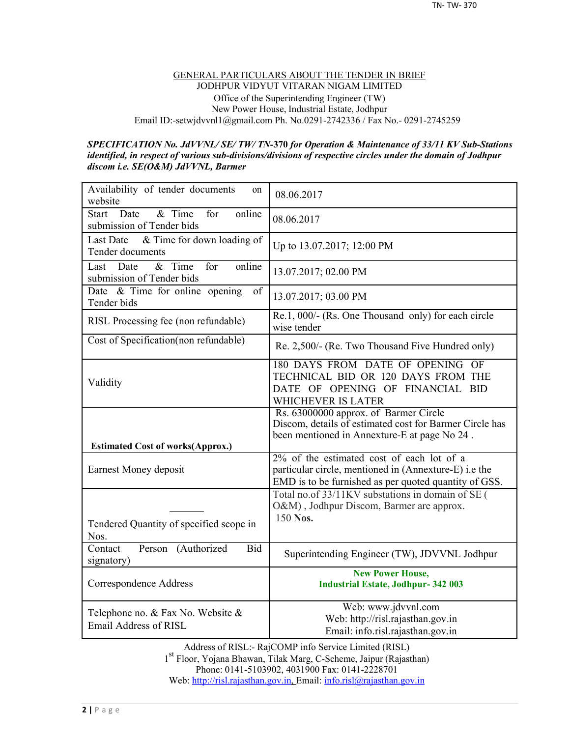GENERAL PARTICULARS ABOUT THE TENDER IN BRIEF

JODHPUR VIDYUT VITARAN NIGAM LIMITED

Office of the Superintending Engineer (TW)

New Power House, Industrial Estate, Jodhpur

Email ID:-setwjdvvnl1@gmail.com Ph. No.0291-2742336 / Fax No.- 0291-2745259

***SPECIFICATION No. JdVVNL/ SE/ TW/ TN-370 for Operation & Maintenance of 33/11 KV Sub-Stations identified, in respect of various sub-divisions/divisions of respective circles under the domain of Jodhpur discom i.e. SE(O&M) JdVVNL, Barmer***

| | |
|---|---|
| Availability of tender documents on website | 08.06.2017 |
| Start Date & Time for online submission of Tender bids | 08.06.2017 |
| Last Date & Time for down loading of Tender documents | Up to 13.07.2017; 12:00 PM |
| Last Date & Time for online submission of Tender bids | 13.07.2017; 02.00 PM |
| Date & Time for online opening of Tender bids | 13.07.2017; 03.00 PM |
| RISL Processing fee (non refundable) | Re.1, 000/- (Rs. One Thousand only) for each circle wise tender |
| Cost of Specification(non refundable) | Re. 2,500/- (Re. Two Thousand Five Hundred only) |
| Validity | 180 DAYS FROM DATE OF OPENING OF TECHNICAL BID OR 120 DAYS FROM THE DATE OF OPENING OF FINANCIAL BID WHICHEVER IS LATER |
| **Estimated Cost of works(Approx.)** | Rs. 63000000 approx. of Barmer Circle Discom, details of estimated cost for Barmer Circle has been mentioned in Annexture-E at page No 24 . |
| Earnest Money deposit | 2% of the estimated cost of each lot of a particular circle, mentioned in (Annexture-E) i.e the EMD is to be furnished as per quoted quantity of GSS. |
| Tendered Quantity of specified scope in Nos. | Total no.of 33/11KV substations in domain of SE ( O&M) , Jodhpur Discom, Barmer are approx. 150 **Nos.** |
| Contact Person (Authorized Bid signatory) | Superintending Engineer (TW), JDVVNL Jodhpur |
| Correspondence Address | **New Power House, Industrial Estate, Jodhpur- 342 003** |
| Telephone no. & Fax No. Website & Email Address of RISL | Web: www.jdvvnl.com<br>Web: http://risl.rajasthan.gov.in<br>Email: info.risl.rajasthan.gov.in |

Address of RISL:- RajCOMP info Service Limited (RISL)

1st Floor, Yojana Bhawan, Tilak Marg, C-Scheme, Jaipur (Rajasthan)

Phone: 0141-5103902, 4031900 Fax: 0141-2228701

Web: http://risl.rajasthan.gov.in, Email: info.risl@rajasthan.gov.in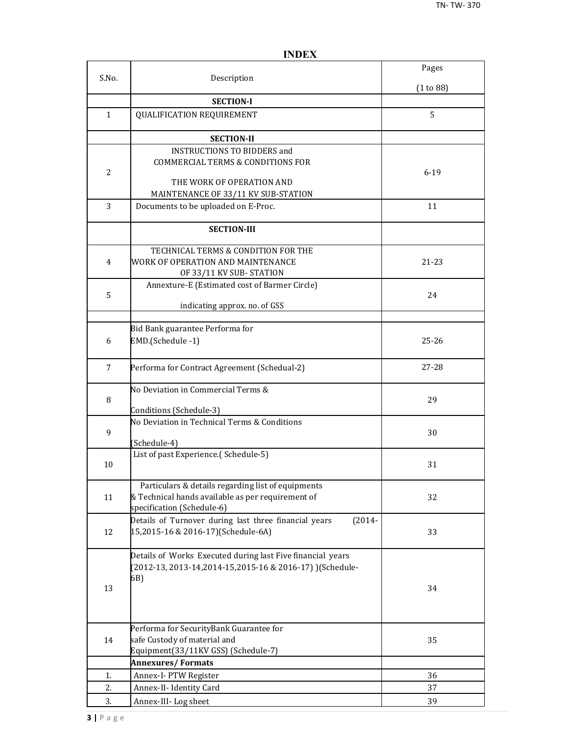# INDEX

| S.No. | Description | Pages (1 to 88) |
|---|---|---|
| | **SECTION-I** | |
| 1 | QUALIFICATION REQUIREMENT | 5 |
| | **SECTION-II** | |
| 2 | INSTRUCTIONS TO BIDDERS and COMMERCIAL TERMS & CONDITIONS FOR THE WORK OF OPERATION AND MAINTENANCE OF 33/11 KV SUB-STATION | 6-19 |
| 3 | Documents to be uploaded on E-Proc. | 11 |
| | **SECTION-III** | |
| 4 | TECHNICAL TERMS & CONDITION FOR THE WORK OF OPERATION AND MAINTENANCE OF 33/11 KV SUB- STATION | 21-23 |
| 5 | Annexture-E (Estimated cost of Barmer Circle) indicating approx. no. of GSS | 24 |
| | | |
| 6 | Bid Bank guarantee Performa for EMD.(Schedule -1) | 25-26 |
| 7 | Performa for Contract Agreement (Schedual-2) | 27-28 |
| 8 | No Deviation in Commercial Terms & Conditions (Schedule-3) | 29 |
| 9 | No Deviation in Technical Terms & Conditions (Schedule-4) | 30 |
| 10 | List of past Experience.( Schedule-5) | 31 |
| 11 | Particulars & details regarding list of equipments & Technical hands available as per requirement of specification (Schedule-6) | 32 |
| 12 | Details of Turnover during last three financial years (2014-15,2015-16 & 2016-17)(Schedule-6A) | 33 |
| 13 | Details of Works Executed during last Five financial years (2012-13, 2013-14,2014-15,2015-16 & 2016-17) )(Schedule-6B) | 34 |
| 14 | Performa for SecurityBank Guarantee for safe Custody of material and Equipment(33/11KV GSS) (Schedule-7) | 35 |
| | **Annexures/ Formats** | |
| 1. | Annex-I- PTW Register | 36 |
| 2. | Annex-II- Identity Card | 37 |
| 3. | Annex-III- Log sheet | 39 |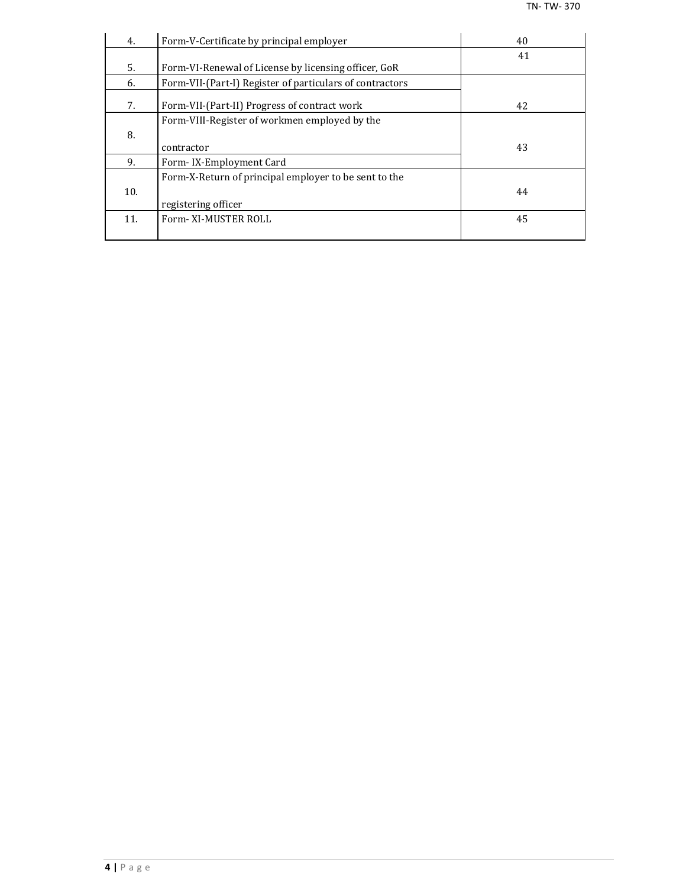| | | |
|---|---|---|
| 4. | Form-V-Certificate by principal employer | 40 |
| 5. | Form-VI-Renewal of License by licensing officer, GoR | 41 |
| 6. | Form-VII-(Part-I) Register of particulars of contractors | |
| 7. | Form-VII-(Part-II) Progress of contract work | 42 |
| 8. | Form-VIII-Register of workmen employed by the contractor | 43 |
| 9. | Form- IX-Employment Card | |
| 10. | Form-X-Return of principal employer to be sent to the registering officer | 44 |
| 11. | Form- XI-MUSTER ROLL | 45 |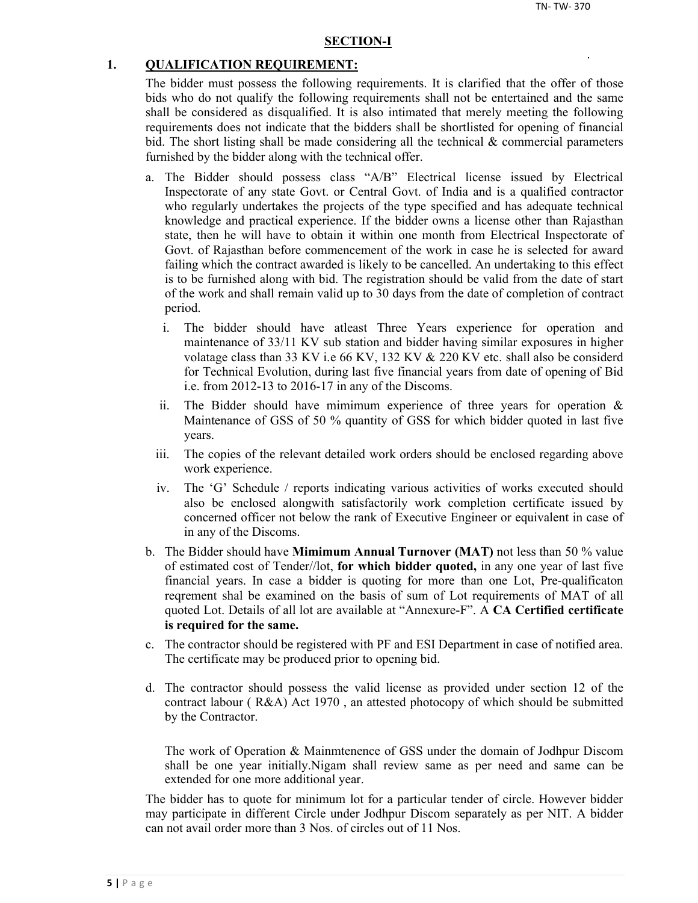## SECTION-I

### 1. QUALIFICATION REQUIREMENT:

The bidder must possess the following requirements. It is clarified that the offer of those bids who do not qualify the following requirements shall not be entertained and the same shall be considered as disqualified. It is also intimated that merely meeting the following requirements does not indicate that the bidders shall be shortlisted for opening of financial bid. The short listing shall be made considering all the technical & commercial parameters furnished by the bidder along with the technical offer.

a. The Bidder should possess class "A/B" Electrical license issued by Electrical Inspectorate of any state Govt. or Central Govt. of India and is a qualified contractor who regularly undertakes the projects of the type specified and has adequate technical knowledge and practical experience. If the bidder owns a license other than Rajasthan state, then he will have to obtain it within one month from Electrical Inspectorate of Govt. of Rajasthan before commencement of the work in case he is selected for award failing which the contract awarded is likely to be cancelled. An undertaking to this effect is to be furnished along with bid. The registration should be valid from the date of start of the work and shall remain valid up to 30 days from the date of completion of contract period.

   i. The bidder should have atleast Three Years experience for operation and maintenance of 33/11 KV sub station and bidder having similar exposures in higher volatage class than 33 KV i.e 66 KV, 132 KV & 220 KV etc. shall also be considerd for Technical Evolution, during last five financial years from date of opening of Bid i.e. from 2012-13 to 2016-17 in any of the Discoms.

   ii. The Bidder should have mimimum experience of three years for operation & Maintenance of GSS of 50 % quantity of GSS for which bidder quoted in last five years.

   iii. The copies of the relevant detailed work orders should be enclosed regarding above work experience.

   iv. The 'G' Schedule / reports indicating various activities of works executed should also be enclosed alongwith satisfactorily work completion certificate issued by concerned officer not below the rank of Executive Engineer or equivalent in case of in any of the Discoms.

b. The Bidder should have **Mimimum Annual Turnover (MAT)** not less than 50 % value of estimated cost of Tender//lot, **for which bidder quoted,** in any one year of last five financial years. In case a bidder is quoting for more than one Lot, Pre-qualificaton reqrement shal be examined on the basis of sum of Lot requirements of MAT of all quoted Lot. Details of all lot are available at "Annexure-F". A **CA Certified certificate is required for the same.**

c. The contractor should be registered with PF and ESI Department in case of notified area. The certificate may be produced prior to opening bid.

d. The contractor should possess the valid license as provided under section 12 of the contract labour ( R&A) Act 1970 , an attested photocopy of which should be submitted by the Contractor.

   The work of Operation & Mainmtenence of GSS under the domain of Jodhpur Discom shall be one year initially.Nigam shall review same as per need and same can be extended for one more additional year.

The bidder has to quote for minimum lot for a particular tender of circle. However bidder may participate in different Circle under Jodhpur Discom separately as per NIT. A bidder can not avail order more than 3 Nos. of circles out of 11 Nos.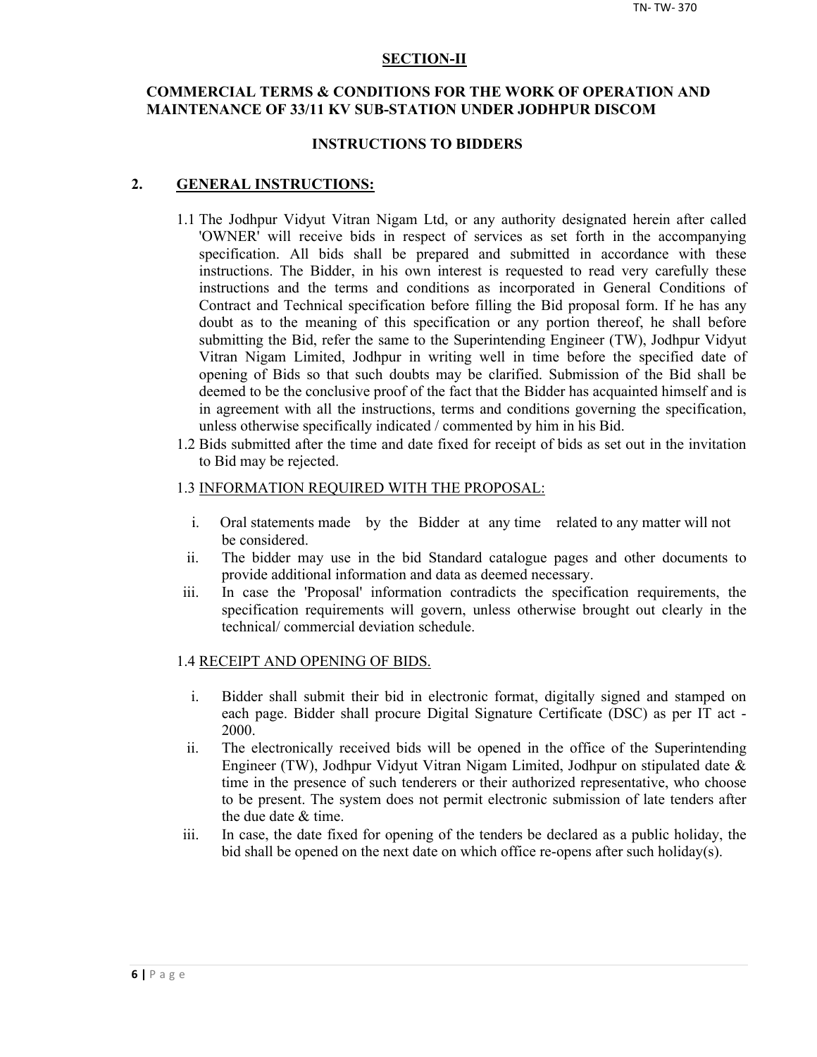## SECTION-II

### COMMERCIAL TERMS & CONDITIONS FOR THE WORK OF OPERATION AND MAINTENANCE OF 33/11 KV SUB-STATION UNDER JODHPUR DISCOM

### INSTRUCTIONS TO BIDDERS

## 2. GENERAL INSTRUCTIONS:

1.1 The Jodhpur Vidyut Vitran Nigam Ltd, or any authority designated herein after called 'OWNER' will receive bids in respect of services as set forth in the accompanying specification. All bids shall be prepared and submitted in accordance with these instructions. The Bidder, in his own interest is requested to read very carefully these instructions and the terms and conditions as incorporated in General Conditions of Contract and Technical specification before filling the Bid proposal form. If he has any doubt as to the meaning of this specification or any portion thereof, he shall before submitting the Bid, refer the same to the Superintending Engineer (TW), Jodhpur Vidyut Vitran Nigam Limited, Jodhpur in writing well in time before the specified date of opening of Bids so that such doubts may be clarified. Submission of the Bid shall be deemed to be the conclusive proof of the fact that the Bidder has acquainted himself and is in agreement with all the instructions, terms and conditions governing the specification, unless otherwise specifically indicated / commented by him in his Bid.

1.2 Bids submitted after the time and date fixed for receipt of bids as set out in the invitation to Bid may be rejected.

1.3 INFORMATION REQUIRED WITH THE PROPOSAL:

i. Oral statements made by the Bidder at any time related to any matter will not be considered.

ii. The bidder may use in the bid Standard catalogue pages and other documents to provide additional information and data as deemed necessary.

iii. In case the 'Proposal' information contradicts the specification requirements, the specification requirements will govern, unless otherwise brought out clearly in the technical/ commercial deviation schedule.

1.4 RECEIPT AND OPENING OF BIDS.

i. Bidder shall submit their bid in electronic format, digitally signed and stamped on each page. Bidder shall procure Digital Signature Certificate (DSC) as per IT act - 2000.

ii. The electronically received bids will be opened in the office of the Superintending Engineer (TW), Jodhpur Vidyut Vitran Nigam Limited, Jodhpur on stipulated date & time in the presence of such tenderers or their authorized representative, who choose to be present. The system does not permit electronic submission of late tenders after the due date & time.

iii. In case, the date fixed for opening of the tenders be declared as a public holiday, the bid shall be opened on the next date on which office re-opens after such holiday(s).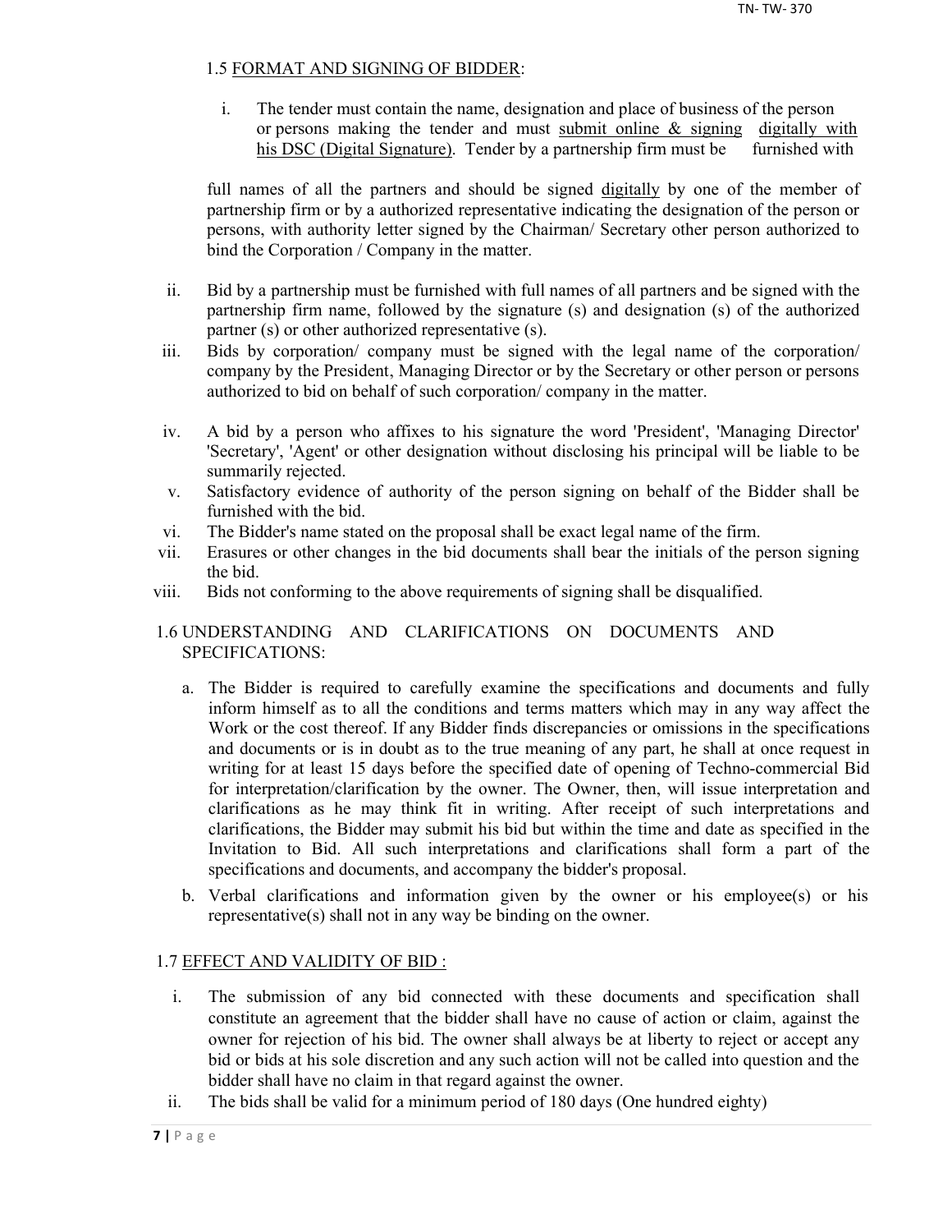### 1.5 FORMAT AND SIGNING OF BIDDER:

i. The tender must contain the name, designation and place of business of the person or persons making the tender and must submit online & signing digitally with his DSC (Digital Signature). Tender by a partnership firm must be furnished with

full names of all the partners and should be signed digitally by one of the member of partnership firm or by a authorized representative indicating the designation of the person or persons, with authority letter signed by the Chairman/ Secretary other person authorized to bind the Corporation / Company in the matter.

ii. Bid by a partnership must be furnished with full names of all partners and be signed with the partnership firm name, followed by the signature (s) and designation (s) of the authorized partner (s) or other authorized representative (s).

iii. Bids by corporation/ company must be signed with the legal name of the corporation/ company by the President, Managing Director or by the Secretary or other person or persons authorized to bid on behalf of such corporation/ company in the matter.

iv. A bid by a person who affixes to his signature the word 'President', 'Managing Director' 'Secretary', 'Agent' or other designation without disclosing his principal will be liable to be summarily rejected.

v. Satisfactory evidence of authority of the person signing on behalf of the Bidder shall be furnished with the bid.

vi. The Bidder's name stated on the proposal shall be exact legal name of the firm.

vii. Erasures or other changes in the bid documents shall bear the initials of the person signing the bid.

viii. Bids not conforming to the above requirements of signing shall be disqualified.

### 1.6 UNDERSTANDING AND CLARIFICATIONS ON DOCUMENTS AND SPECIFICATIONS:

a. The Bidder is required to carefully examine the specifications and documents and fully inform himself as to all the conditions and terms matters which may in any way affect the Work or the cost thereof. If any Bidder finds discrepancies or omissions in the specifications and documents or is in doubt as to the true meaning of any part, he shall at once request in writing for at least 15 days before the specified date of opening of Techno-commercial Bid for interpretation/clarification by the owner. The Owner, then, will issue interpretation and clarifications as he may think fit in writing. After receipt of such interpretations and clarifications, the Bidder may submit his bid but within the time and date as specified in the Invitation to Bid. All such interpretations and clarifications shall form a part of the specifications and documents, and accompany the bidder's proposal.

b. Verbal clarifications and information given by the owner or his employee(s) or his representative(s) shall not in any way be binding on the owner.

### 1.7 EFFECT AND VALIDITY OF BID :

i. The submission of any bid connected with these documents and specification shall constitute an agreement that the bidder shall have no cause of action or claim, against the owner for rejection of his bid. The owner shall always be at liberty to reject or accept any bid or bids at his sole discretion and any such action will not be called into question and the bidder shall have no claim in that regard against the owner.

ii. The bids shall be valid for a minimum period of 180 days (One hundred eighty)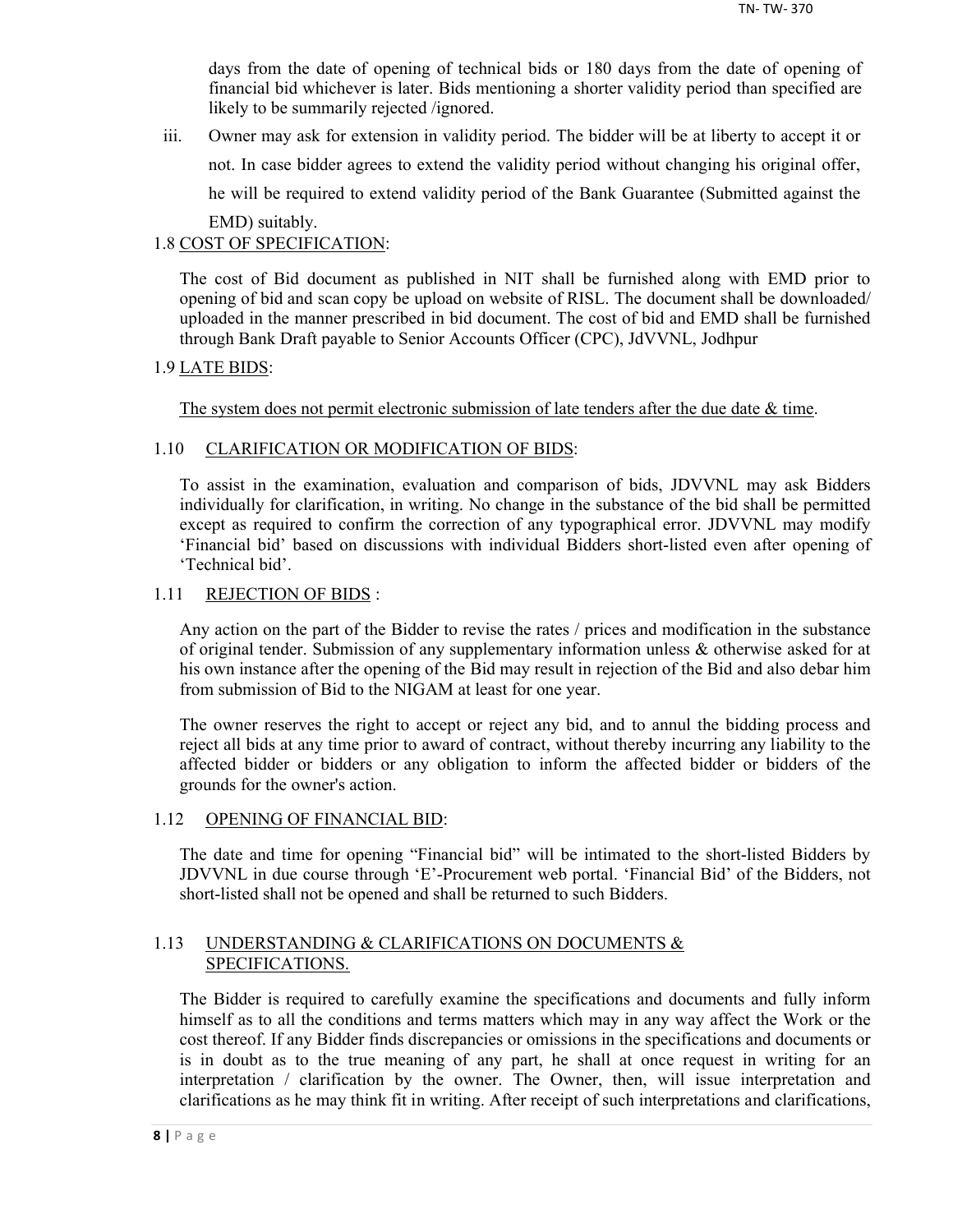days from the date of opening of technical bids or 180 days from the date of opening of financial bid whichever is later. Bids mentioning a shorter validity period than specified are likely to be summarily rejected /ignored.

iii. Owner may ask for extension in validity period. The bidder will be at liberty to accept it or not. In case bidder agrees to extend the validity period without changing his original offer, he will be required to extend validity period of the Bank Guarantee (Submitted against the EMD) suitably.

1.8 COST OF SPECIFICATION:

The cost of Bid document as published in NIT shall be furnished along with EMD prior to opening of bid and scan copy be upload on website of RISL. The document shall be downloaded/ uploaded in the manner prescribed in bid document. The cost of bid and EMD shall be furnished through Bank Draft payable to Senior Accounts Officer (CPC), JdVVNL, Jodhpur

1.9 LATE BIDS:

The system does not permit electronic submission of late tenders after the due date & time.

1.10 CLARIFICATION OR MODIFICATION OF BIDS:

To assist in the examination, evaluation and comparison of bids, JDVVNL may ask Bidders individually for clarification, in writing. No change in the substance of the bid shall be permitted except as required to confirm the correction of any typographical error. JDVVNL may modify 'Financial bid' based on discussions with individual Bidders short-listed even after opening of 'Technical bid'.

1.11 REJECTION OF BIDS :

Any action on the part of the Bidder to revise the rates / prices and modification in the substance of original tender. Submission of any supplementary information unless & otherwise asked for at his own instance after the opening of the Bid may result in rejection of the Bid and also debar him from submission of Bid to the NIGAM at least for one year.

The owner reserves the right to accept or reject any bid, and to annul the bidding process and reject all bids at any time prior to award of contract, without thereby incurring any liability to the affected bidder or bidders or any obligation to inform the affected bidder or bidders of the grounds for the owner's action.

1.12 OPENING OF FINANCIAL BID:

The date and time for opening "Financial bid" will be intimated to the short-listed Bidders by JDVVNL in due course through 'E'-Procurement web portal. 'Financial Bid' of the Bidders, not short-listed shall not be opened and shall be returned to such Bidders.

1.13 UNDERSTANDING & CLARIFICATIONS ON DOCUMENTS & SPECIFICATIONS.

The Bidder is required to carefully examine the specifications and documents and fully inform himself as to all the conditions and terms matters which may in any way affect the Work or the cost thereof. If any Bidder finds discrepancies or omissions in the specifications and documents or is in doubt as to the true meaning of any part, he shall at once request in writing for an interpretation / clarification by the owner. The Owner, then, will issue interpretation and clarifications as he may think fit in writing. After receipt of such interpretations and clarifications,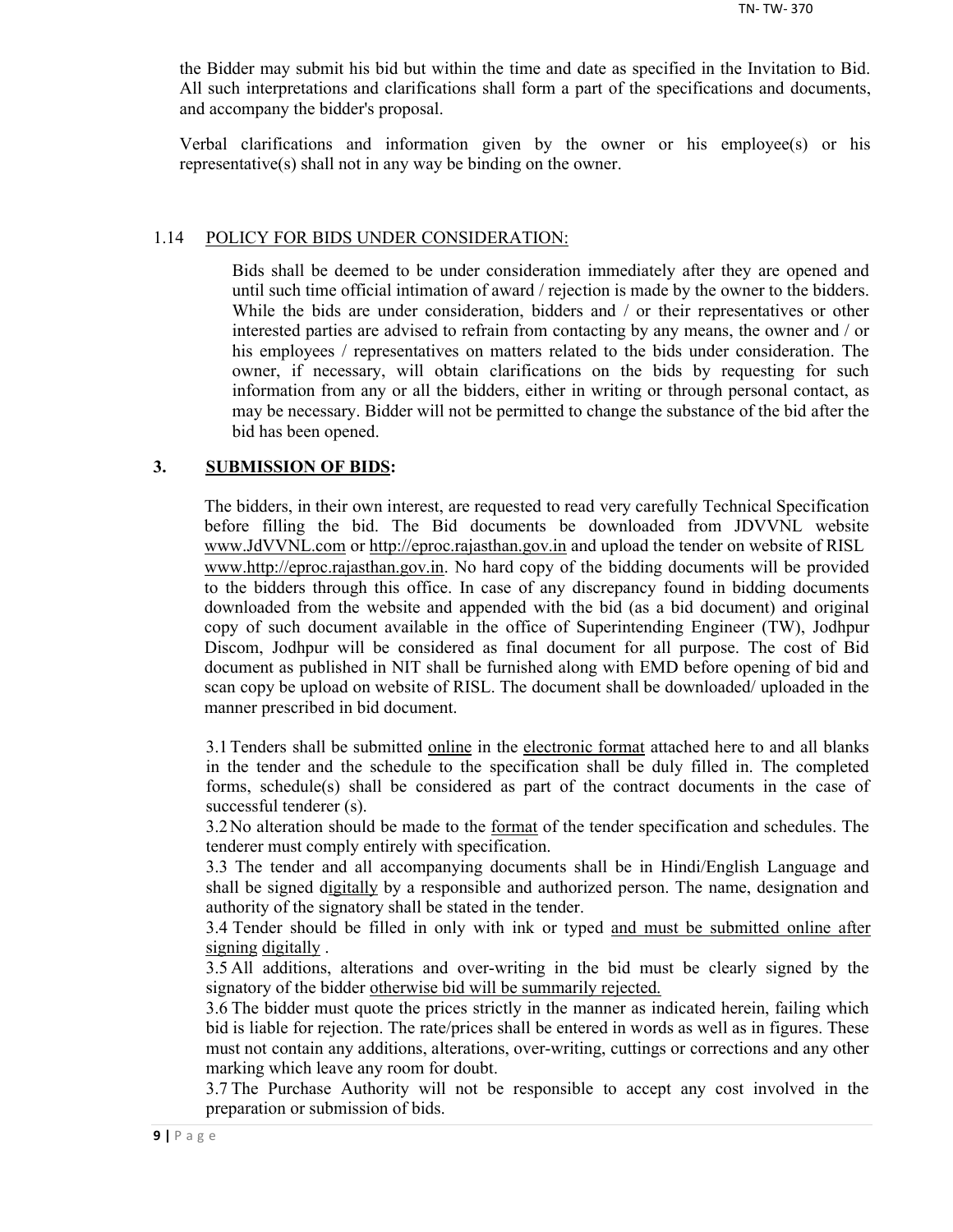the Bidder may submit his bid but within the time and date as specified in the Invitation to Bid. All such interpretations and clarifications shall form a part of the specifications and documents, and accompany the bidder's proposal.

Verbal clarifications and information given by the owner or his employee(s) or his representative(s) shall not in any way be binding on the owner.

1.14 POLICY FOR BIDS UNDER CONSIDERATION:

Bids shall be deemed to be under consideration immediately after they are opened and until such time official intimation of award / rejection is made by the owner to the bidders. While the bids are under consideration, bidders and / or their representatives or other interested parties are advised to refrain from contacting by any means, the owner and / or his employees / representatives on matters related to the bids under consideration. The owner, if necessary, will obtain clarifications on the bids by requesting for such information from any or all the bidders, either in writing or through personal contact, as may be necessary. Bidder will not be permitted to change the substance of the bid after the bid has been opened.

## 3. SUBMISSION OF BIDS:

The bidders, in their own interest, are requested to read very carefully Technical Specification before filling the bid. The Bid documents be downloaded from JDVVNL website www.JdVVNL.com or http://eproc.rajasthan.gov.in and upload the tender on website of RISL www.http://eproc.rajasthan.gov.in. No hard copy of the bidding documents will be provided to the bidders through this office. In case of any discrepancy found in bidding documents downloaded from the website and appended with the bid (as a bid document) and original copy of such document available in the office of Superintending Engineer (TW), Jodhpur Discom, Jodhpur will be considered as final document for all purpose. The cost of Bid document as published in NIT shall be furnished along with EMD before opening of bid and scan copy be upload on website of RISL. The document shall be downloaded/ uploaded in the manner prescribed in bid document.

3.1 Tenders shall be submitted online in the electronic format attached here to and all blanks in the tender and the schedule to the specification shall be duly filled in. The completed forms, schedule(s) shall be considered as part of the contract documents in the case of successful tenderer (s).

3.2 No alteration should be made to the format of the tender specification and schedules. The tenderer must comply entirely with specification.

3.3 The tender and all accompanying documents shall be in Hindi/English Language and shall be signed digitally by a responsible and authorized person. The name, designation and authority of the signatory shall be stated in the tender.

3.4 Tender should be filled in only with ink or typed and must be submitted online after signing digitally .

3.5 All additions, alterations and over-writing in the bid must be clearly signed by the signatory of the bidder otherwise bid will be summarily rejected.

3.6 The bidder must quote the prices strictly in the manner as indicated herein, failing which bid is liable for rejection. The rate/prices shall be entered in words as well as in figures. These must not contain any additions, alterations, over-writing, cuttings or corrections and any other marking which leave any room for doubt.

3.7 The Purchase Authority will not be responsible to accept any cost involved in the preparation or submission of bids.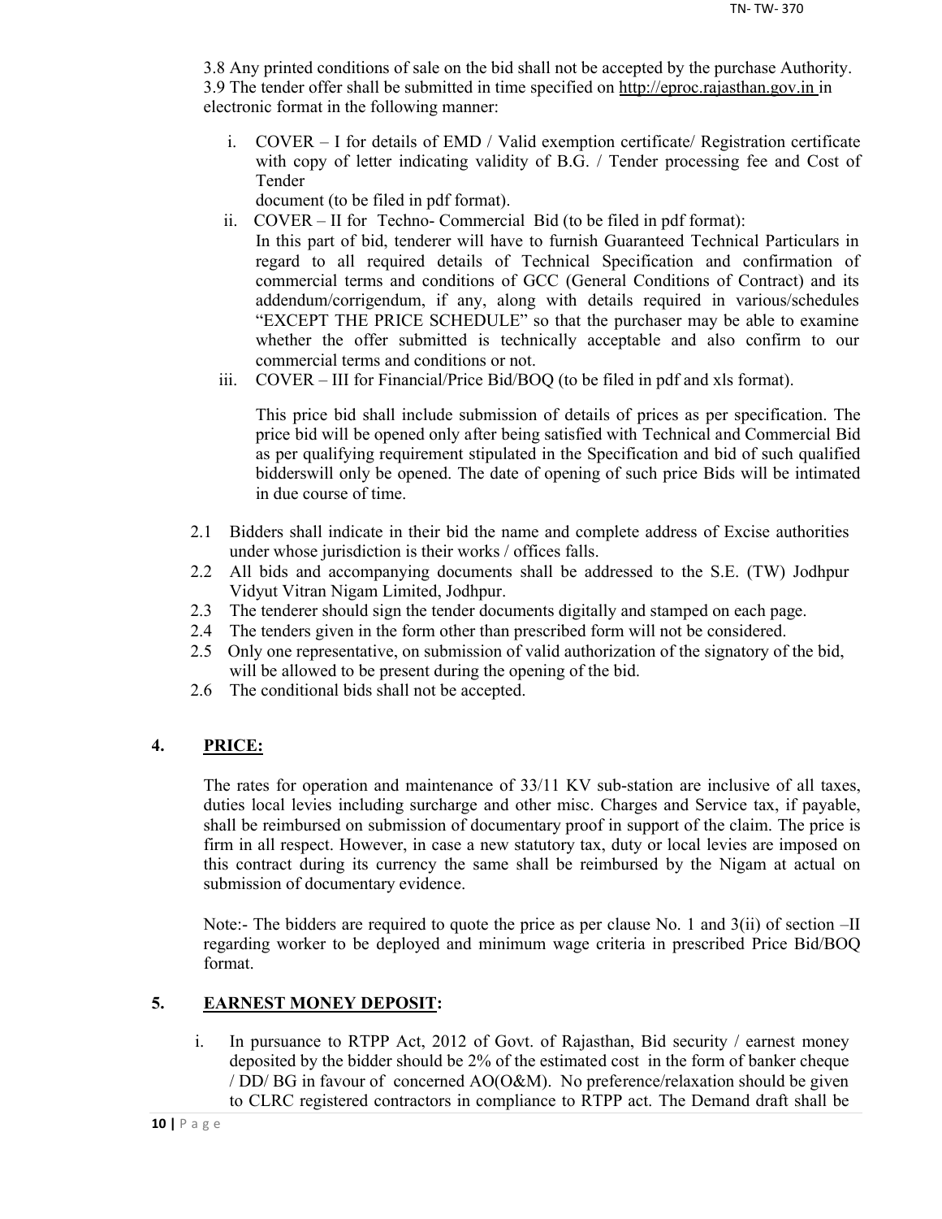3.8 Any printed conditions of sale on the bid shall not be accepted by the purchase Authority.

3.9 The tender offer shall be submitted in time specified on http://eproc.rajasthan.gov.in in electronic format in the following manner:

i. COVER – I for details of EMD / Valid exemption certificate/ Registration certificate with copy of letter indicating validity of B.G. / Tender processing fee and Cost of Tender document (to be filed in pdf format).

ii. COVER – II for Techno- Commercial Bid (to be filed in pdf format): In this part of bid, tenderer will have to furnish Guaranteed Technical Particulars in regard to all required details of Technical Specification and confirmation of commercial terms and conditions of GCC (General Conditions of Contract) and its addendum/corrigendum, if any, along with details required in various/schedules "EXCEPT THE PRICE SCHEDULE" so that the purchaser may be able to examine whether the offer submitted is technically acceptable and also confirm to our commercial terms and conditions or not.

iii. COVER – III for Financial/Price Bid/BOQ (to be filed in pdf and xls format).

   This price bid shall include submission of details of prices as per specification. The price bid will be opened only after being satisfied with Technical and Commercial Bid as per qualifying requirement stipulated in the Specification and bid of such qualified bidderswill only be opened. The date of opening of such price Bids will be intimated in due course of time.

2.1 Bidders shall indicate in their bid the name and complete address of Excise authorities under whose jurisdiction is their works / offices falls.

2.2 All bids and accompanying documents shall be addressed to the S.E. (TW) Jodhpur Vidyut Vitran Nigam Limited, Jodhpur.

2.3 The tenderer should sign the tender documents digitally and stamped on each page.

2.4 The tenders given in the form other than prescribed form will not be considered.

2.5 Only one representative, on submission of valid authorization of the signatory of the bid, will be allowed to be present during the opening of the bid.

2.6 The conditional bids shall not be accepted.

## 4. PRICE:

The rates for operation and maintenance of 33/11 KV sub-station are inclusive of all taxes, duties local levies including surcharge and other misc. Charges and Service tax, if payable, shall be reimbursed on submission of documentary proof in support of the claim. The price is firm in all respect. However, in case a new statutory tax, duty or local levies are imposed on this contract during its currency the same shall be reimbursed by the Nigam at actual on submission of documentary evidence.

Note:- The bidders are required to quote the price as per clause No. 1 and 3(ii) of section –II regarding worker to be deployed and minimum wage criteria in prescribed Price Bid/BOQ format.

## 5. EARNEST MONEY DEPOSIT:

i. In pursuance to RTPP Act, 2012 of Govt. of Rajasthan, Bid security / earnest money deposited by the bidder should be 2% of the estimated cost in the form of banker cheque / DD/ BG in favour of concerned AO(O&M). No preference/relaxation should be given to CLRC registered contractors in compliance to RTPP act. The Demand draft shall be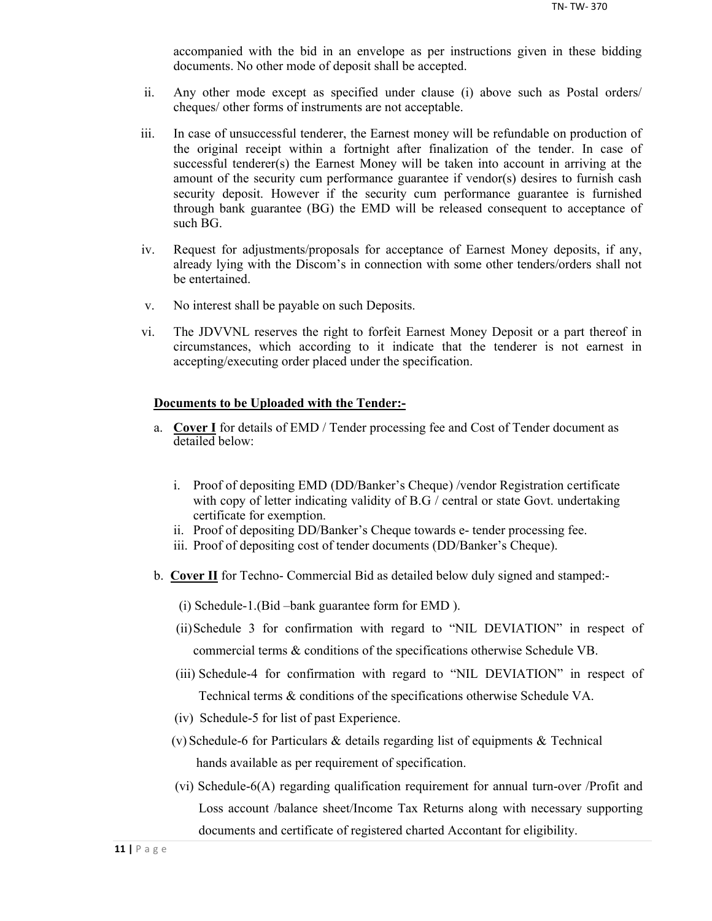accompanied with the bid in an envelope as per instructions given in these bidding documents. No other mode of deposit shall be accepted.

ii. Any other mode except as specified under clause (i) above such as Postal orders/ cheques/ other forms of instruments are not acceptable.

iii. In case of unsuccessful tenderer, the Earnest money will be refundable on production of the original receipt within a fortnight after finalization of the tender. In case of successful tenderer(s) the Earnest Money will be taken into account in arriving at the amount of the security cum performance guarantee if vendor(s) desires to furnish cash security deposit. However if the security cum performance guarantee is furnished through bank guarantee (BG) the EMD will be released consequent to acceptance of such BG.

iv. Request for adjustments/proposals for acceptance of Earnest Money deposits, if any, already lying with the Discom's in connection with some other tenders/orders shall not be entertained.

v. No interest shall be payable on such Deposits.

vi. The JDVVNL reserves the right to forfeit Earnest Money Deposit or a part thereof in circumstances, which according to it indicate that the tenderer is not earnest in accepting/executing order placed under the specification.

**Documents to be Uploaded with the Tender:-**

a. **Cover I** for details of EMD / Tender processing fee and Cost of Tender document as detailed below:

   i. Proof of depositing EMD (DD/Banker's Cheque) /vendor Registration certificate with copy of letter indicating validity of B.G / central or state Govt. undertaking certificate for exemption.
   ii. Proof of depositing DD/Banker's Cheque towards e- tender processing fee.
   iii. Proof of depositing cost of tender documents (DD/Banker's Cheque).

b. **Cover II** for Techno- Commercial Bid as detailed below duly signed and stamped:-

   (i) Schedule-1.(Bid –bank guarantee form for EMD ).

   (ii) Schedule 3 for confirmation with regard to "NIL DEVIATION" in respect of commercial terms & conditions of the specifications otherwise Schedule VB.

   (iii) Schedule-4 for confirmation with regard to "NIL DEVIATION" in respect of Technical terms & conditions of the specifications otherwise Schedule VA.

   (iv) Schedule-5 for list of past Experience.

   (v) Schedule-6 for Particulars & details regarding list of equipments & Technical hands available as per requirement of specification.

   (vi) Schedule-6(A) regarding qualification requirement for annual turn-over /Profit and Loss account /balance sheet/Income Tax Returns along with necessary supporting documents and certificate of registered charted Accontant for eligibility.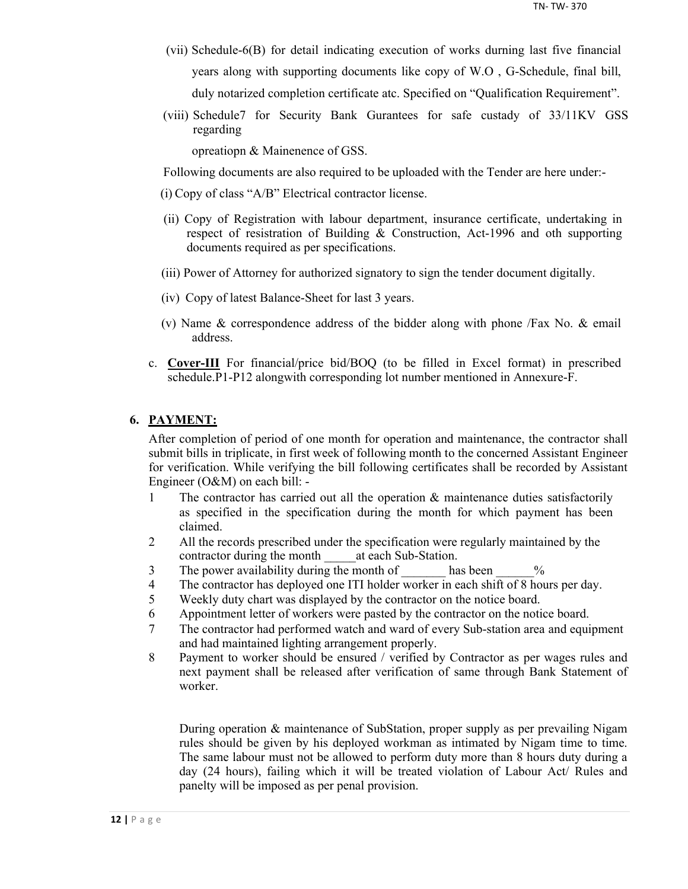(vii) Schedule-6(B) for detail indicating execution of works durning last five financial years along with supporting documents like copy of W.O , G-Schedule, final bill, duly notarized completion certificate atc. Specified on "Qualification Requirement".

(viii) Schedule7 for Security Bank Gurantees for safe custady of 33/11KV GSS regarding

opreatiopn & Mainenence of GSS.

Following documents are also required to be uploaded with the Tender are here under:-

(i) Copy of class "A/B" Electrical contractor license.

(ii) Copy of Registration with labour department, insurance certificate, undertaking in respect of resistration of Building & Construction, Act-1996 and oth supporting documents required as per specifications.

(iii) Power of Attorney for authorized signatory to sign the tender document digitally.

(iv) Copy of latest Balance-Sheet for last 3 years.

(v) Name & correspondence address of the bidder along with phone /Fax No. & email address.

c. **Cover-III** For financial/price bid/BOQ (to be filled in Excel format) in prescribed schedule.P1-P12 alongwith corresponding lot number mentioned in Annexure-F.

## 6. PAYMENT:

After completion of period of one month for operation and maintenance, the contractor shall submit bills in triplicate, in first week of following month to the concerned Assistant Engineer for verification. While verifying the bill following certificates shall be recorded by Assistant Engineer (O&M) on each bill: -

1. The contractor has carried out all the operation & maintenance duties satisfactorily as specified in the specification during the month for which payment has been claimed.
2. All the records prescribed under the specification were regularly maintained by the contractor during the month _____at each Sub-Station.
3. The power availability during the month of _______ has been ______%
4. The contractor has deployed one ITI holder worker in each shift of 8 hours per day.
5. Weekly duty chart was displayed by the contractor on the notice board.
6. Appointment letter of workers were pasted by the contractor on the notice board.
7. The contractor had performed watch and ward of every Sub-station area and equipment and had maintained lighting arrangement properly.
8. Payment to worker should be ensured / verified by Contractor as per wages rules and next payment shall be released after verification of same through Bank Statement of worker.

During operation & maintenance of SubStation, proper supply as per prevailing Nigam rules should be given by his deployed workman as intimated by Nigam time to time. The same labour must not be allowed to perform duty more than 8 hours duty during a day (24 hours), failing which it will be treated violation of Labour Act/ Rules and panelty will be imposed as per penal provision.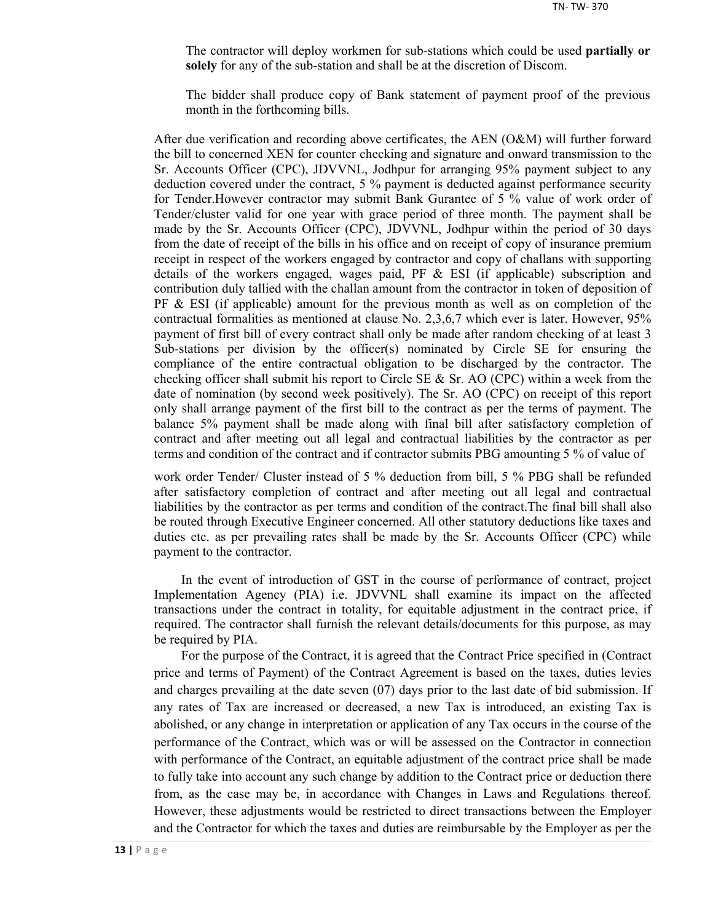The contractor will deploy workmen for sub-stations which could be used **partially or solely** for any of the sub-station and shall be at the discretion of Discom.

The bidder shall produce copy of Bank statement of payment proof of the previous month in the forthcoming bills.

After due verification and recording above certificates, the AEN (O&M) will further forward the bill to concerned XEN for counter checking and signature and onward transmission to the Sr. Accounts Officer (CPC), JDVVNL, Jodhpur for arranging 95% payment subject to any deduction covered under the contract, 5 % payment is deducted against performance security for Tender.However contractor may submit Bank Gurantee of 5 % value of work order of Tender/cluster valid for one year with grace period of three month. The payment shall be made by the Sr. Accounts Officer (CPC), JDVVNL, Jodhpur within the period of 30 days from the date of receipt of the bills in his office and on receipt of copy of insurance premium receipt in respect of the workers engaged by contractor and copy of challans with supporting details of the workers engaged, wages paid, PF & ESI (if applicable) subscription and contribution duly tallied with the challan amount from the contractor in token of deposition of PF & ESI (if applicable) amount for the previous month as well as on completion of the contractual formalities as mentioned at clause No. 2,3,6,7 which ever is later. However, 95% payment of first bill of every contract shall only be made after random checking of at least 3 Sub-stations per division by the officer(s) nominated by Circle SE for ensuring the compliance of the entire contractual obligation to be discharged by the contractor. The checking officer shall submit his report to Circle SE & Sr. AO (CPC) within a week from the date of nomination (by second week positively). The Sr. AO (CPC) on receipt of this report only shall arrange payment of the first bill to the contract as per the terms of payment. The balance 5% payment shall be made along with final bill after satisfactory completion of contract and after meeting out all legal and contractual liabilities by the contractor as per terms and condition of the contract and if contractor submits PBG amounting 5 % of value of work order Tender/ Cluster instead of 5 % deduction from bill, 5 % PBG shall be refunded after satisfactory completion of contract and after meeting out all legal and contractual liabilities by the contractor as per terms and condition of the contract.The final bill shall also be routed through Executive Engineer concerned. All other statutory deductions like taxes and duties etc. as per prevailing rates shall be made by the Sr. Accounts Officer (CPC) while payment to the contractor.

In the event of introduction of GST in the course of performance of contract, project Implementation Agency (PIA) i.e. JDVVNL shall examine its impact on the affected transactions under the contract in totality, for equitable adjustment in the contract price, if required. The contractor shall furnish the relevant details/documents for this purpose, as may be required by PIA.

For the purpose of the Contract, it is agreed that the Contract Price specified in (Contract price and terms of Payment) of the Contract Agreement is based on the taxes, duties levies and charges prevailing at the date seven (07) days prior to the last date of bid submission. If any rates of Tax are increased or decreased, a new Tax is introduced, an existing Tax is abolished, or any change in interpretation or application of any Tax occurs in the course of the performance of the Contract, which was or will be assessed on the Contractor in connection with performance of the Contract, an equitable adjustment of the contract price shall be made to fully take into account any such change by addition to the Contract price or deduction there from, as the case may be, in accordance with Changes in Laws and Regulations thereof. However, these adjustments would be restricted to direct transactions between the Employer and the Contractor for which the taxes and duties are reimbursable by the Employer as per the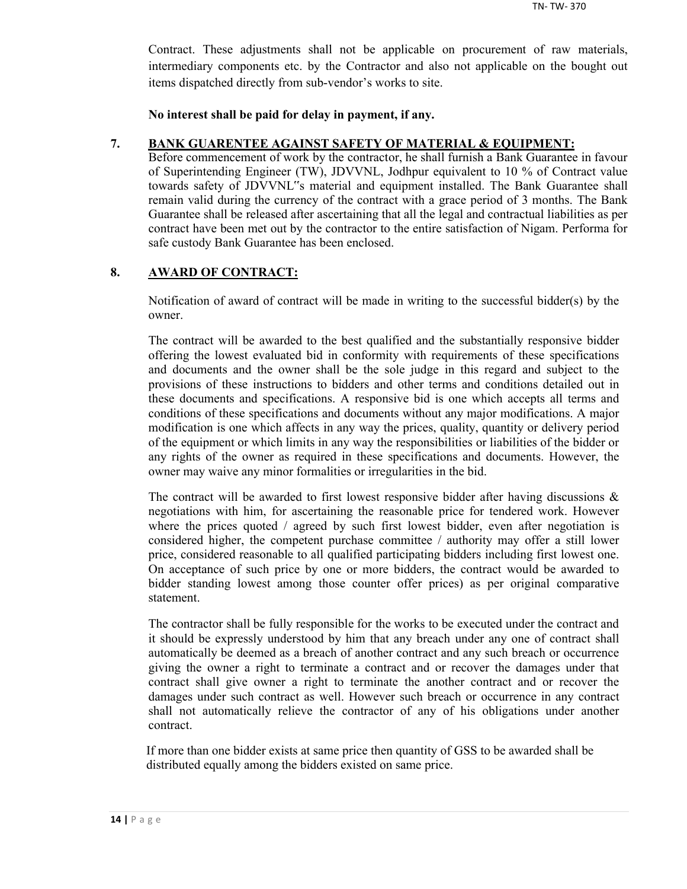Contract. These adjustments shall not be applicable on procurement of raw materials, intermediary components etc. by the Contractor and also not applicable on the bought out items dispatched directly from sub-vendor's works to site.

**No interest shall be paid for delay in payment, if any.**

## 7. BANK GUARENTEE AGAINST SAFETY OF MATERIAL & EQUIPMENT:

Before commencement of work by the contractor, he shall furnish a Bank Guarantee in favour of Superintending Engineer (TW), JDVVNL, Jodhpur equivalent to 10 % of Contract value towards safety of JDVVNL"s material and equipment installed. The Bank Guarantee shall remain valid during the currency of the contract with a grace period of 3 months. The Bank Guarantee shall be released after ascertaining that all the legal and contractual liabilities as per contract have been met out by the contractor to the entire satisfaction of Nigam. Performa for safe custody Bank Guarantee has been enclosed.

## 8. AWARD OF CONTRACT:

Notification of award of contract will be made in writing to the successful bidder(s) by the owner.

The contract will be awarded to the best qualified and the substantially responsive bidder offering the lowest evaluated bid in conformity with requirements of these specifications and documents and the owner shall be the sole judge in this regard and subject to the provisions of these instructions to bidders and other terms and conditions detailed out in these documents and specifications. A responsive bid is one which accepts all terms and conditions of these specifications and documents without any major modifications. A major modification is one which affects in any way the prices, quality, quantity or delivery period of the equipment or which limits in any way the responsibilities or liabilities of the bidder or any rights of the owner as required in these specifications and documents. However, the owner may waive any minor formalities or irregularities in the bid.

The contract will be awarded to first lowest responsive bidder after having discussions & negotiations with him, for ascertaining the reasonable price for tendered work. However where the prices quoted / agreed by such first lowest bidder, even after negotiation is considered higher, the competent purchase committee / authority may offer a still lower price, considered reasonable to all qualified participating bidders including first lowest one. On acceptance of such price by one or more bidders, the contract would be awarded to bidder standing lowest among those counter offer prices) as per original comparative statement.

The contractor shall be fully responsible for the works to be executed under the contract and it should be expressly understood by him that any breach under any one of contract shall automatically be deemed as a breach of another contract and any such breach or occurrence giving the owner a right to terminate a contract and or recover the damages under that contract shall give owner a right to terminate the another contract and or recover the damages under such contract as well. However such breach or occurrence in any contract shall not automatically relieve the contractor of any of his obligations under another contract.

If more than one bidder exists at same price then quantity of GSS to be awarded shall be distributed equally among the bidders existed on same price.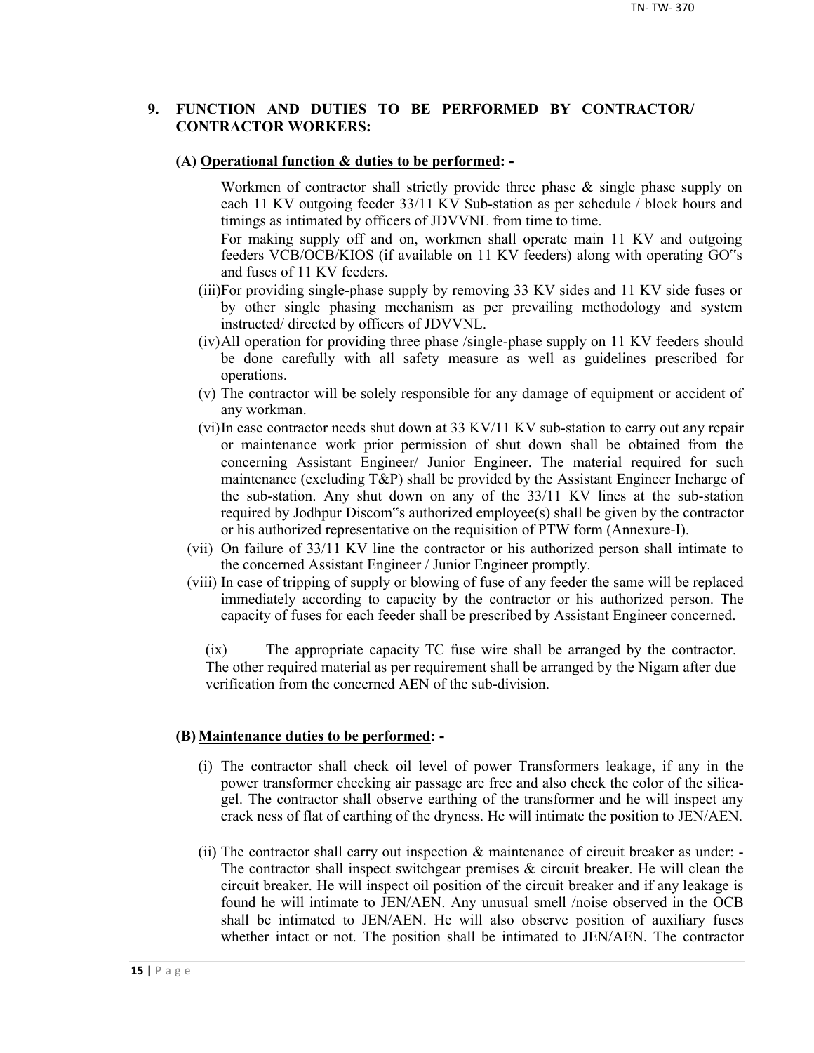## 9. FUNCTION AND DUTIES TO BE PERFORMED BY CONTRACTOR/ CONTRACTOR WORKERS:

### (A) Operational function & duties to be performed: -

Workmen of contractor shall strictly provide three phase & single phase supply on each 11 KV outgoing feeder 33/11 KV Sub-station as per schedule / block hours and timings as intimated by officers of JDVVNL from time to time.

For making supply off and on, workmen shall operate main 11 KV and outgoing feeders VCB/OCB/KIOS (if available on 11 KV feeders) along with operating GO"s and fuses of 11 KV feeders.

(iii) For providing single-phase supply by removing 33 KV sides and 11 KV side fuses or by other single phasing mechanism as per prevailing methodology and system instructed/ directed by officers of JDVVNL.

(iv) All operation for providing three phase /single-phase supply on 11 KV feeders should be done carefully with all safety measure as well as guidelines prescribed for operations.

(v) The contractor will be solely responsible for any damage of equipment or accident of any workman.

(vi) In case contractor needs shut down at 33 KV/11 KV sub-station to carry out any repair or maintenance work prior permission of shut down shall be obtained from the concerning Assistant Engineer/ Junior Engineer. The material required for such maintenance (excluding T&P) shall be provided by the Assistant Engineer Incharge of the sub-station. Any shut down on any of the 33/11 KV lines at the sub-station required by Jodhpur Discom"s authorized employee(s) shall be given by the contractor or his authorized representative on the requisition of PTW form (Annexure-I).

(vii) On failure of 33/11 KV line the contractor or his authorized person shall intimate to the concerned Assistant Engineer / Junior Engineer promptly.

(viii) In case of tripping of supply or blowing of fuse of any feeder the same will be replaced immediately according to capacity by the contractor or his authorized person. The capacity of fuses for each feeder shall be prescribed by Assistant Engineer concerned.

(ix) The appropriate capacity TC fuse wire shall be arranged by the contractor. The other required material as per requirement shall be arranged by the Nigam after due verification from the concerned AEN of the sub-division.

### (B) Maintenance duties to be performed: -

(i) The contractor shall check oil level of power Transformers leakage, if any in the power transformer checking air passage are free and also check the color of the silica-gel. The contractor shall observe earthing of the transformer and he will inspect any crack ness of flat of earthing of the dryness. He will intimate the position to JEN/AEN.

(ii) The contractor shall carry out inspection & maintenance of circuit breaker as under: - The contractor shall inspect switchgear premises & circuit breaker. He will clean the circuit breaker. He will inspect oil position of the circuit breaker and if any leakage is found he will intimate to JEN/AEN. Any unusual smell /noise observed in the OCB shall be intimated to JEN/AEN. He will also observe position of auxiliary fuses whether intact or not. The position shall be intimated to JEN/AEN. The contractor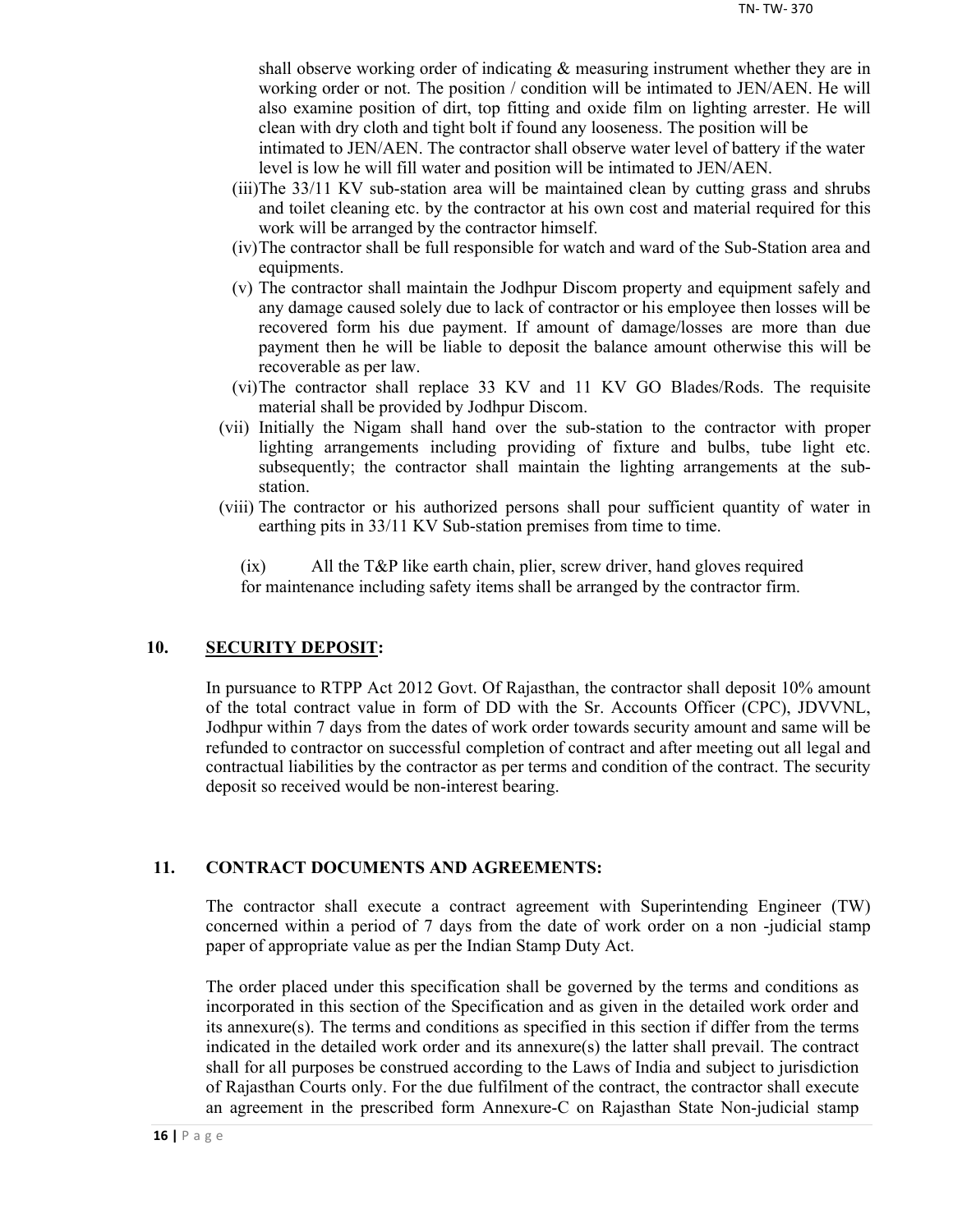shall observe working order of indicating & measuring instrument whether they are in working order or not. The position / condition will be intimated to JEN/AEN. He will also examine position of dirt, top fitting and oxide film on lighting arrester. He will clean with dry cloth and tight bolt if found any looseness. The position will be intimated to JEN/AEN. The contractor shall observe water level of battery if the water level is low he will fill water and position will be intimated to JEN/AEN.

(iii) The 33/11 KV sub-station area will be maintained clean by cutting grass and shrubs and toilet cleaning etc. by the contractor at his own cost and material required for this work will be arranged by the contractor himself.

(iv) The contractor shall be full responsible for watch and ward of the Sub-Station area and equipments.

(v) The contractor shall maintain the Jodhpur Discom property and equipment safely and any damage caused solely due to lack of contractor or his employee then losses will be recovered form his due payment. If amount of damage/losses are more than due payment then he will be liable to deposit the balance amount otherwise this will be recoverable as per law.

(vi) The contractor shall replace 33 KV and 11 KV GO Blades/Rods. The requisite material shall be provided by Jodhpur Discom.

(vii) Initially the Nigam shall hand over the sub-station to the contractor with proper lighting arrangements including providing of fixture and bulbs, tube light etc. subsequently; the contractor shall maintain the lighting arrangements at the sub-station.

(viii) The contractor or his authorized persons shall pour sufficient quantity of water in earthing pits in 33/11 KV Sub-station premises from time to time.

(ix) All the T&P like earth chain, plier, screw driver, hand gloves required for maintenance including safety items shall be arranged by the contractor firm.

## 10. SECURITY DEPOSIT:

In pursuance to RTPP Act 2012 Govt. Of Rajasthan, the contractor shall deposit 10% amount of the total contract value in form of DD with the Sr. Accounts Officer (CPC), JDVVNL, Jodhpur within 7 days from the dates of work order towards security amount and same will be refunded to contractor on successful completion of contract and after meeting out all legal and contractual liabilities by the contractor as per terms and condition of the contract. The security deposit so received would be non-interest bearing.

## 11. CONTRACT DOCUMENTS AND AGREEMENTS:

The contractor shall execute a contract agreement with Superintending Engineer (TW) concerned within a period of 7 days from the date of work order on a non -judicial stamp paper of appropriate value as per the Indian Stamp Duty Act.

The order placed under this specification shall be governed by the terms and conditions as incorporated in this section of the Specification and as given in the detailed work order and its annexure(s). The terms and conditions as specified in this section if differ from the terms indicated in the detailed work order and its annexure(s) the latter shall prevail. The contract shall for all purposes be construed according to the Laws of India and subject to jurisdiction of Rajasthan Courts only. For the due fulfilment of the contract, the contractor shall execute an agreement in the prescribed form Annexure-C on Rajasthan State Non-judicial stamp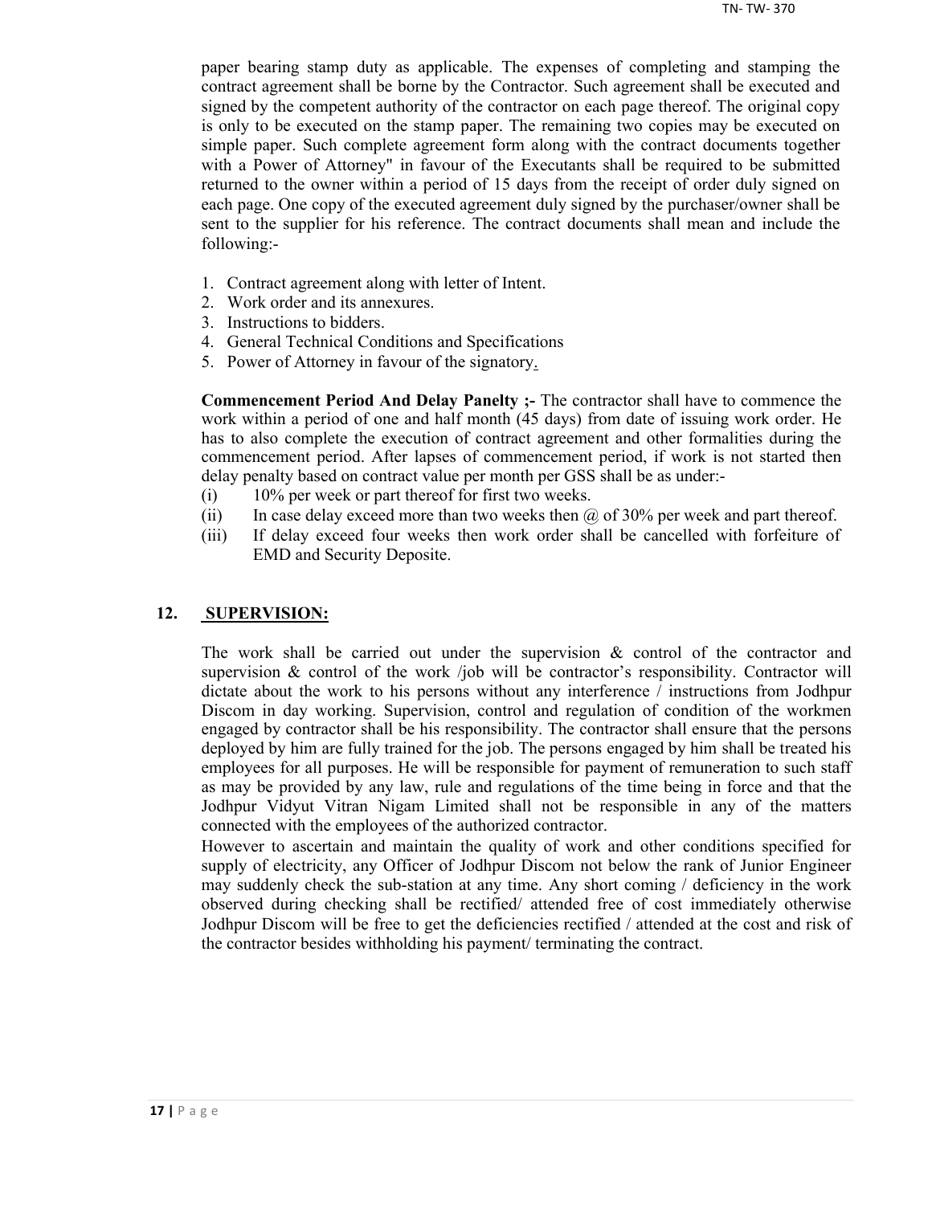paper bearing stamp duty as applicable. The expenses of completing and stamping the contract agreement shall be borne by the Contractor. Such agreement shall be executed and signed by the competent authority of the contractor on each page thereof. The original copy is only to be executed on the stamp paper. The remaining two copies may be executed on simple paper. Such complete agreement form along with the contract documents together with a Power of Attorney" in favour of the Executants shall be required to be submitted returned to the owner within a period of 15 days from the receipt of order duly signed on each page. One copy of the executed agreement duly signed by the purchaser/owner shall be sent to the supplier for his reference. The contract documents shall mean and include the following:-

1. Contract agreement along with letter of Intent.
2. Work order and its annexures.
3. Instructions to bidders.
4. General Technical Conditions and Specifications
5. Power of Attorney in favour of the signatory.

**Commencement Period And Delay Panelty ;-** The contractor shall have to commence the work within a period of one and half month (45 days) from date of issuing work order. He has to also complete the execution of contract agreement and other formalities during the commencement period. After lapses of commencement period, if work is not started then delay penalty based on contract value per month per GSS shall be as under:-

(i) 10% per week or part thereof for first two weeks.

(ii) In case delay exceed more than two weeks then @ of 30% per week and part thereof.

(iii) If delay exceed four weeks then work order shall be cancelled with forfeiture of EMD and Security Deposite.

## 12. SUPERVISION:

The work shall be carried out under the supervision & control of the contractor and supervision & control of the work /job will be contractor's responsibility. Contractor will dictate about the work to his persons without any interference / instructions from Jodhpur Discom in day working. Supervision, control and regulation of condition of the workmen engaged by contractor shall be his responsibility. The contractor shall ensure that the persons deployed by him are fully trained for the job. The persons engaged by him shall be treated his employees for all purposes. He will be responsible for payment of remuneration to such staff as may be provided by any law, rule and regulations of the time being in force and that the Jodhpur Vidyut Vitran Nigam Limited shall not be responsible in any of the matters connected with the employees of the authorized contractor.

However to ascertain and maintain the quality of work and other conditions specified for supply of electricity, any Officer of Jodhpur Discom not below the rank of Junior Engineer may suddenly check the sub-station at any time. Any short coming / deficiency in the work observed during checking shall be rectified/ attended free of cost immediately otherwise Jodhpur Discom will be free to get the deficiencies rectified / attended at the cost and risk of the contractor besides withholding his payment/ terminating the contract.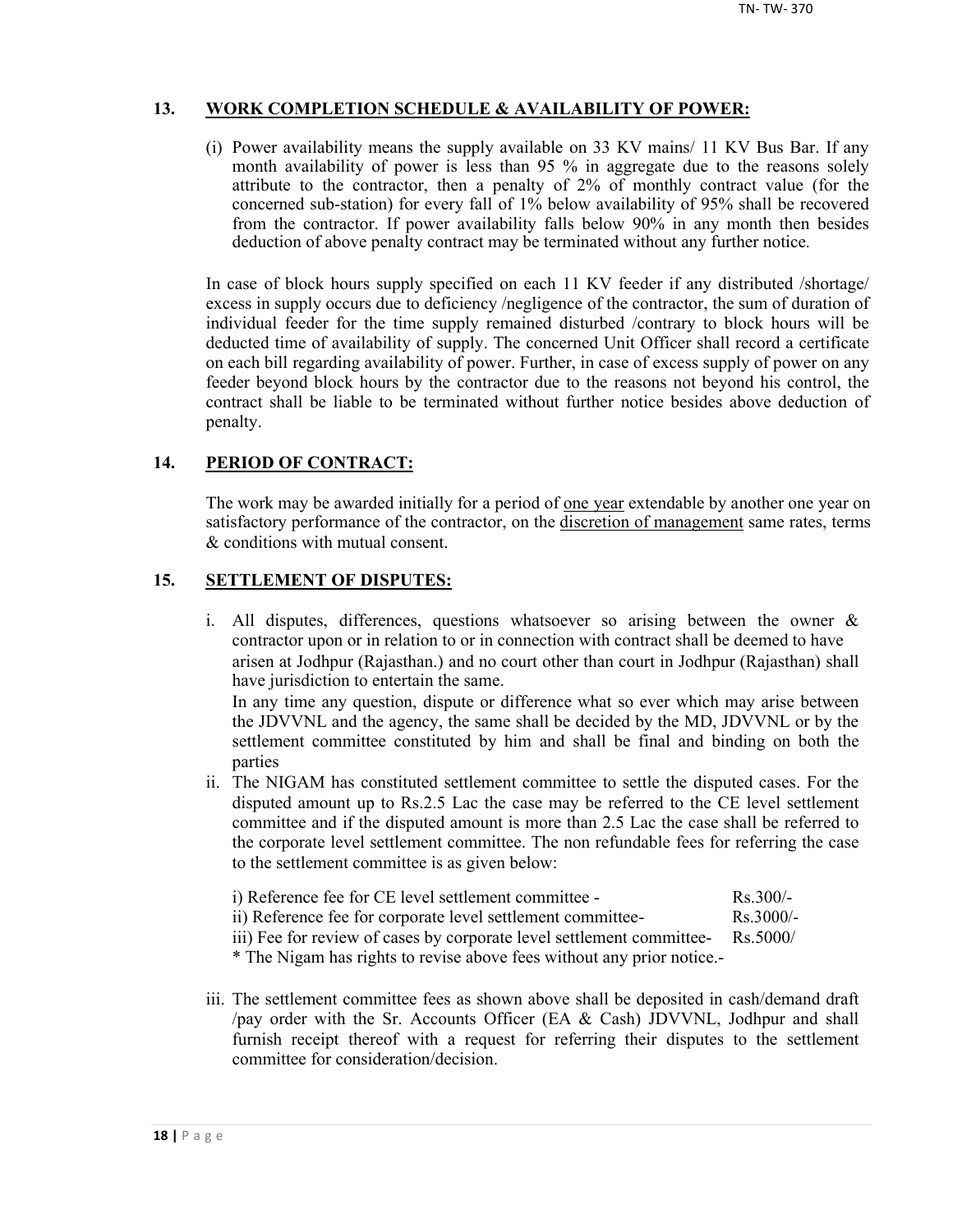## 13. <u>WORK COMPLETION SCHEDULE & AVAILABILITY OF POWER:</u>

(i) Power availability means the supply available on 33 KV mains/ 11 KV Bus Bar. If any month availability of power is less than 95 % in aggregate due to the reasons solely attribute to the contractor, then a penalty of 2% of monthly contract value (for the concerned sub-station) for every fall of 1% below availability of 95% shall be recovered from the contractor. If power availability falls below 90% in any month then besides deduction of above penalty contract may be terminated without any further notice.

In case of block hours supply specified on each 11 KV feeder if any distributed /shortage/ excess in supply occurs due to deficiency /negligence of the contractor, the sum of duration of individual feeder for the time supply remained disturbed /contrary to block hours will be deducted time of availability of supply. The concerned Unit Officer shall record a certificate on each bill regarding availability of power. Further, in case of excess supply of power on any feeder beyond block hours by the contractor due to the reasons not beyond his control, the contract shall be liable to be terminated without further notice besides above deduction of penalty.

## 14. <u>PERIOD OF CONTRACT:</u>

The work may be awarded initially for a period of <u>one year</u> extendable by another one year on satisfactory performance of the contractor, on the <u>discretion of management</u> same rates, terms & conditions with mutual consent.

## 15. <u>SETTLEMENT OF DISPUTES:</u>

i. All disputes, differences, questions whatsoever so arising between the owner & contractor upon or in relation to or in connection with contract shall be deemed to have arisen at Jodhpur (Rajasthan.) and no court other than court in Jodhpur (Rajasthan) shall have jurisdiction to entertain the same.
   In any time any question, dispute or difference what so ever which may arise between the JDVVNL and the agency, the same shall be decided by the MD, JDVVNL or by the settlement committee constituted by him and shall be final and binding on both the parties

ii. The NIGAM has constituted settlement committee to settle the disputed cases. For the disputed amount up to Rs.2.5 Lac the case may be referred to the CE level settlement committee and if the disputed amount is more than 2.5 Lac the case shall be referred to the corporate level settlement committee. The non refundable fees for referring the case to the settlement committee is as given below:

   i) Reference fee for CE level settlement committee - Rs.300/-
   ii) Reference fee for corporate level settlement committee- Rs.3000/-
   iii) Fee for review of cases by corporate level settlement committee- Rs.5000/
   * The Nigam has rights to revise above fees without any prior notice.-

iii. The settlement committee fees as shown above shall be deposited in cash/demand draft /pay order with the Sr. Accounts Officer (EA & Cash) JDVVNL, Jodhpur and shall furnish receipt thereof with a request for referring their disputes to the settlement committee for consideration/decision.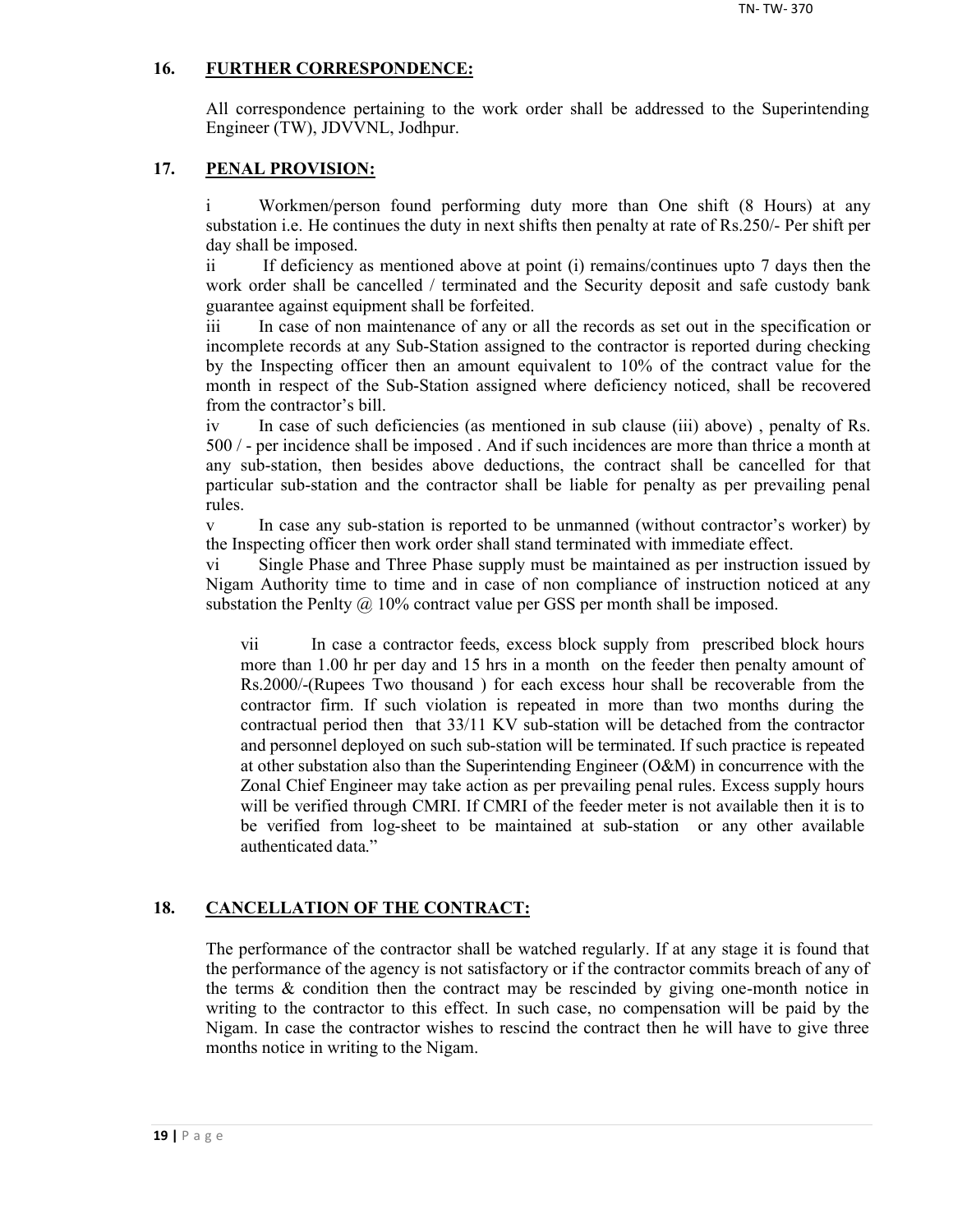## 16. FURTHER CORRESPONDENCE:

All correspondence pertaining to the work order shall be addressed to the Superintending Engineer (TW), JDVVNL, Jodhpur.

## 17. PENAL PROVISION:

i Workmen/person found performing duty more than One shift (8 Hours) at any substation i.e. He continues the duty in next shifts then penalty at rate of Rs.250/- Per shift per day shall be imposed.

ii If deficiency as mentioned above at point (i) remains/continues upto 7 days then the work order shall be cancelled / terminated and the Security deposit and safe custody bank guarantee against equipment shall be forfeited.

iii In case of non maintenance of any or all the records as set out in the specification or incomplete records at any Sub-Station assigned to the contractor is reported during checking by the Inspecting officer then an amount equivalent to 10% of the contract value for the month in respect of the Sub-Station assigned where deficiency noticed, shall be recovered from the contractor's bill.

iv In case of such deficiencies (as mentioned in sub clause (iii) above) , penalty of Rs. 500 / - per incidence shall be imposed . And if such incidences are more than thrice a month at any sub-station, then besides above deductions, the contract shall be cancelled for that particular sub-station and the contractor shall be liable for penalty as per prevailing penal rules.

v In case any sub-station is reported to be unmanned (without contractor's worker) by the Inspecting officer then work order shall stand terminated with immediate effect.

vi Single Phase and Three Phase supply must be maintained as per instruction issued by Nigam Authority time to time and in case of non compliance of instruction noticed at any substation the Penlty @ 10% contract value per GSS per month shall be imposed.

vii In case a contractor feeds, excess block supply from prescribed block hours more than 1.00 hr per day and 15 hrs in a month on the feeder then penalty amount of Rs.2000/-(Rupees Two thousand ) for each excess hour shall be recoverable from the contractor firm. If such violation is repeated in more than two months during the contractual period then that 33/11 KV sub-station will be detached from the contractor and personnel deployed on such sub-station will be terminated. If such practice is repeated at other substation also than the Superintending Engineer (O&M) in concurrence with the Zonal Chief Engineer may take action as per prevailing penal rules. Excess supply hours will be verified through CMRI. If CMRI of the feeder meter is not available then it is to be verified from log-sheet to be maintained at sub-station or any other available authenticated data."

## 18. CANCELLATION OF THE CONTRACT:

The performance of the contractor shall be watched regularly. If at any stage it is found that the performance of the agency is not satisfactory or if the contractor commits breach of any of the terms & condition then the contract may be rescinded by giving one-month notice in writing to the contractor to this effect. In such case, no compensation will be paid by the Nigam. In case the contractor wishes to rescind the contract then he will have to give three months notice in writing to the Nigam.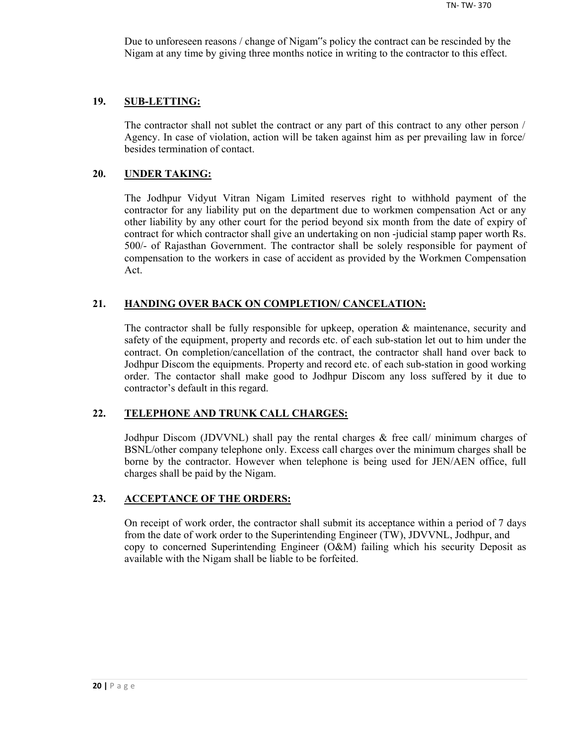Due to unforeseen reasons / change of Nigam"s policy the contract can be rescinded by the Nigam at any time by giving three months notice in writing to the contractor to this effect.

## 19. SUB-LETTING:

The contractor shall not sublet the contract or any part of this contract to any other person / Agency. In case of violation, action will be taken against him as per prevailing law in force/ besides termination of contact.

## 20. UNDER TAKING:

The Jodhpur Vidyut Vitran Nigam Limited reserves right to withhold payment of the contractor for any liability put on the department due to workmen compensation Act or any other liability by any other court for the period beyond six month from the date of expiry of contract for which contractor shall give an undertaking on non -judicial stamp paper worth Rs. 500/- of Rajasthan Government. The contractor shall be solely responsible for payment of compensation to the workers in case of accident as provided by the Workmen Compensation Act.

## 21. HANDING OVER BACK ON COMPLETION/ CANCELATION:

The contractor shall be fully responsible for upkeep, operation & maintenance, security and safety of the equipment, property and records etc. of each sub-station let out to him under the contract. On completion/cancellation of the contract, the contractor shall hand over back to Jodhpur Discom the equipments. Property and record etc. of each sub-station in good working order. The contactor shall make good to Jodhpur Discom any loss suffered by it due to contractor's default in this regard.

## 22. TELEPHONE AND TRUNK CALL CHARGES:

Jodhpur Discom (JDVVNL) shall pay the rental charges & free call/ minimum charges of BSNL/other company telephone only. Excess call charges over the minimum charges shall be borne by the contractor. However when telephone is being used for JEN/AEN office, full charges shall be paid by the Nigam.

## 23. ACCEPTANCE OF THE ORDERS:

On receipt of work order, the contractor shall submit its acceptance within a period of 7 days from the date of work order to the Superintending Engineer (TW), JDVVNL, Jodhpur, and copy to concerned Superintending Engineer (O&M) failing which his security Deposit as available with the Nigam shall be liable to be forfeited.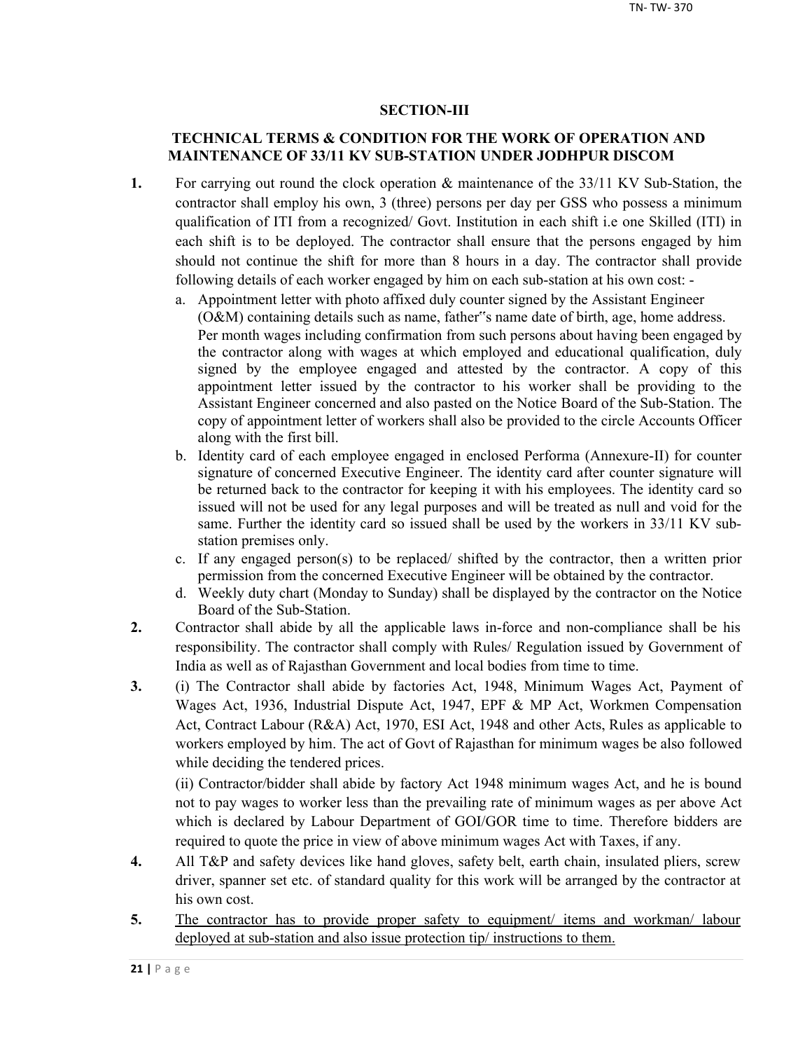## SECTION-III

### TECHNICAL TERMS & CONDITION FOR THE WORK OF OPERATION AND MAINTENANCE OF 33/11 KV SUB-STATION UNDER JODHPUR DISCOM

**1.** For carrying out round the clock operation & maintenance of the 33/11 KV Sub-Station, the contractor shall employ his own, 3 (three) persons per day per GSS who possess a minimum qualification of ITI from a recognized/ Govt. Institution in each shift i.e one Skilled (ITI) in each shift is to be deployed. The contractor shall ensure that the persons engaged by him should not continue the shift for more than 8 hours in a day. The contractor shall provide following details of each worker engaged by him on each sub-station at his own cost: -

   a. Appointment letter with photo affixed duly counter signed by the Assistant Engineer (O&M) containing details such as name, father"s name date of birth, age, home address. Per month wages including confirmation from such persons about having been engaged by the contractor along with wages at which employed and educational qualification, duly signed by the employee engaged and attested by the contractor. A copy of this appointment letter issued by the contractor to his worker shall be providing to the Assistant Engineer concerned and also pasted on the Notice Board of the Sub-Station. The copy of appointment letter of workers shall also be provided to the circle Accounts Officer along with the first bill.

   b. Identity card of each employee engaged in enclosed Performa (Annexure-II) for counter signature of concerned Executive Engineer. The identity card after counter signature will be returned back to the contractor for keeping it with his employees. The identity card so issued will not be used for any legal purposes and will be treated as null and void for the same. Further the identity card so issued shall be used by the workers in 33/11 KV sub-station premises only.

   c. If any engaged person(s) to be replaced/ shifted by the contractor, then a written prior permission from the concerned Executive Engineer will be obtained by the contractor.

   d. Weekly duty chart (Monday to Sunday) shall be displayed by the contractor on the Notice Board of the Sub-Station.

**2.** Contractor shall abide by all the applicable laws in-force and non-compliance shall be his responsibility. The contractor shall comply with Rules/ Regulation issued by Government of India as well as of Rajasthan Government and local bodies from time to time.

**3.** (i) The Contractor shall abide by factories Act, 1948, Minimum Wages Act, Payment of Wages Act, 1936, Industrial Dispute Act, 1947, EPF & MP Act, Workmen Compensation Act, Contract Labour (R&A) Act, 1970, ESI Act, 1948 and other Acts, Rules as applicable to workers employed by him. The act of Govt of Rajasthan for minimum wages be also followed while deciding the tendered prices.

(ii) Contractor/bidder shall abide by factory Act 1948 minimum wages Act, and he is bound not to pay wages to worker less than the prevailing rate of minimum wages as per above Act which is declared by Labour Department of GOI/GOR time to time. Therefore bidders are required to quote the price in view of above minimum wages Act with Taxes, if any.

**4.** All T&P and safety devices like hand gloves, safety belt, earth chain, insulated pliers, screw driver, spanner set etc. of standard quality for this work will be arranged by the contractor at his own cost.

**5.** <u>The contractor has to provide proper safety to equipment/ items and workman/ labour deployed at sub-station and also issue protection tip/ instructions to them.</u>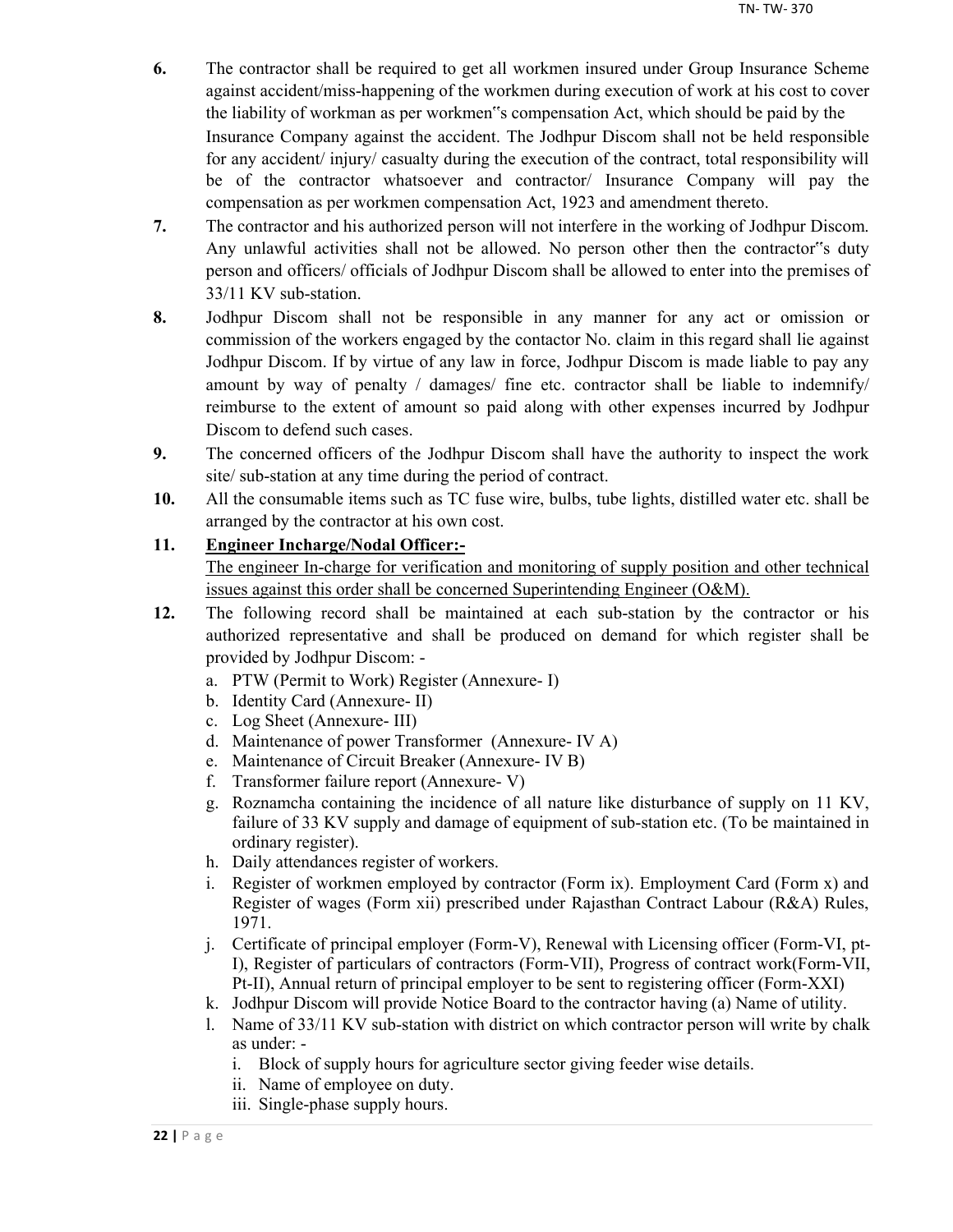6. The contractor shall be required to get all workmen insured under Group Insurance Scheme against accident/miss-happening of the workmen during execution of work at his cost to cover the liability of workman as per workmen"s compensation Act, which should be paid by the Insurance Company against the accident. The Jodhpur Discom shall not be held responsible for any accident/ injury/ casualty during the execution of the contract, total responsibility will be of the contractor whatsoever and contractor/ Insurance Company will pay the compensation as per workmen compensation Act, 1923 and amendment thereto.

7. The contractor and his authorized person will not interfere in the working of Jodhpur Discom. Any unlawful activities shall not be allowed. No person other then the contractor"s duty person and officers/ officials of Jodhpur Discom shall be allowed to enter into the premises of 33/11 KV sub-station.

8. Jodhpur Discom shall not be responsible in any manner for any act or omission or commission of the workers engaged by the contactor No. claim in this regard shall lie against Jodhpur Discom. If by virtue of any law in force, Jodhpur Discom is made liable to pay any amount by way of penalty / damages/ fine etc. contractor shall be liable to indemnify/ reimburse to the extent of amount so paid along with other expenses incurred by Jodhpur Discom to defend such cases.

9. The concerned officers of the Jodhpur Discom shall have the authority to inspect the work site/ sub-station at any time during the period of contract.

10. All the consumable items such as TC fuse wire, bulbs, tube lights, distilled water etc. shall be arranged by the contractor at his own cost.

11. **<u>Engineer Incharge/Nodal Officer:-</u>**
    <u>The engineer In-charge for verification and monitoring of supply position and other technical issues against this order shall be concerned Superintending Engineer (O&M).</u>

12. The following record shall be maintained at each sub-station by the contractor or his authorized representative and shall be produced on demand for which register shall be provided by Jodhpur Discom: -
    a. PTW (Permit to Work) Register (Annexure- I)
    b. Identity Card (Annexure- II)
    c. Log Sheet (Annexure- III)
    d. Maintenance of power Transformer (Annexure- IV A)
    e. Maintenance of Circuit Breaker (Annexure- IV B)
    f. Transformer failure report (Annexure- V)
    g. Roznamcha containing the incidence of all nature like disturbance of supply on 11 KV, failure of 33 KV supply and damage of equipment of sub-station etc. (To be maintained in ordinary register).
    h. Daily attendances register of workers.
    i. Register of workmen employed by contractor (Form ix). Employment Card (Form x) and Register of wages (Form xii) prescribed under Rajasthan Contract Labour (R&A) Rules, 1971.
    j. Certificate of principal employer (Form-V), Renewal with Licensing officer (Form-VI, pt-I), Register of particulars of contractors (Form-VII), Progress of contract work(Form-VII, Pt-II), Annual return of principal employer to be sent to registering officer (Form-XXI)
    k. Jodhpur Discom will provide Notice Board to the contractor having (a) Name of utility.
    l. Name of 33/11 KV sub-station with district on which contractor person will write by chalk as under: -
       i. Block of supply hours for agriculture sector giving feeder wise details.
       ii. Name of employee on duty.
       iii. Single-phase supply hours.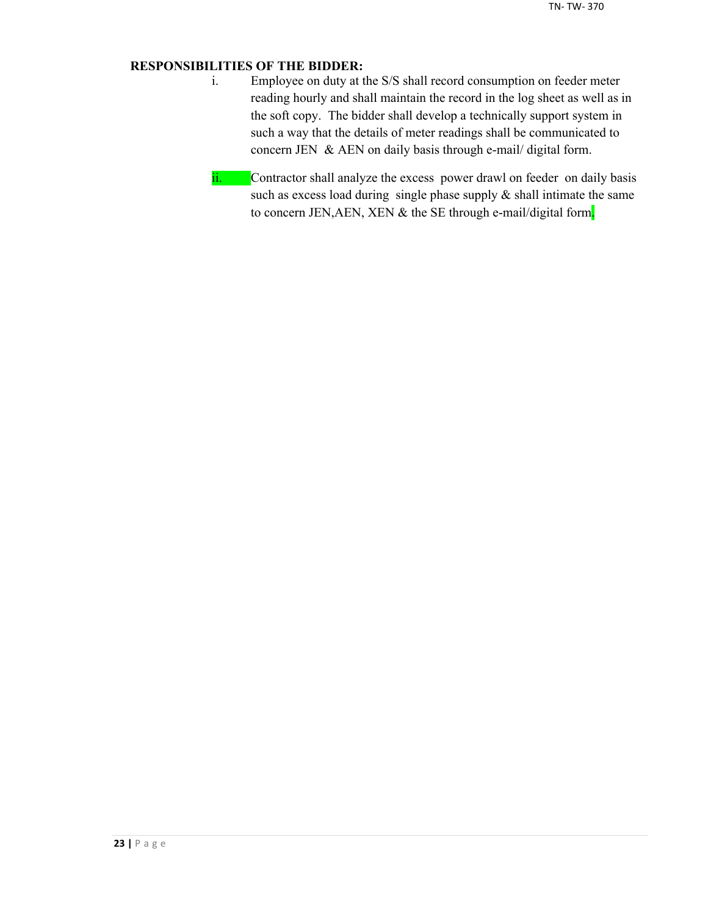**RESPONSIBILITIES OF THE BIDDER:**

i. Employee on duty at the S/S shall record consumption on feeder meter reading hourly and shall maintain the record in the log sheet as well as in the soft copy. The bidder shall develop a technically support system in such a way that the details of meter readings shall be communicated to concern JEN & AEN on daily basis through e-mail/ digital form.

ii. Contractor shall analyze the excess power drawl on feeder on daily basis such as excess load during single phase supply & shall intimate the same to concern JEN,AEN, XEN & the SE through e-mail/digital form.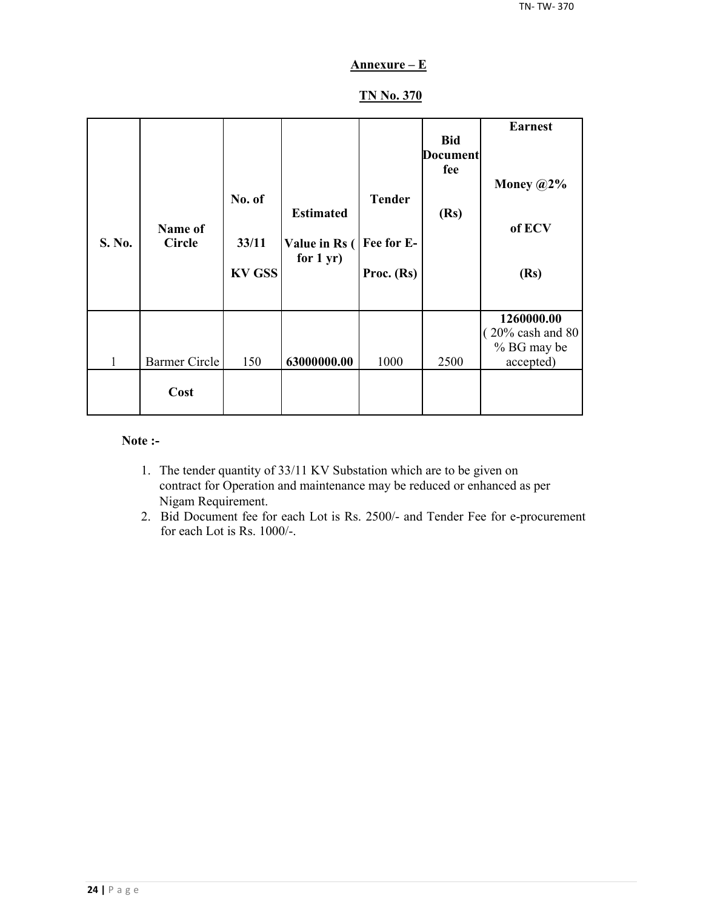## Annexure – E

## TN No. 370

| S. No. | Name of Circle | No. of 33/11 KV GSS | Estimated Value in Rs ( for 1 yr) | Tender Fee for E-Proc. (Rs) | Bid Document fee (Rs) | Earnest Money @2% of ECV (Rs) |
|---|---|---|---|---|---|---|
| 1 | Barmer Circle | 150 | **63000000.00** | 1000 | 2500 | **1260000.00** ( 20% cash and 80 % BG may be accepted) |
| | **Cost** | | | | | |

**Note :-**

1. The tender quantity of 33/11 KV Substation which are to be given on contract for Operation and maintenance may be reduced or enhanced as per Nigam Requirement.
2. Bid Document fee for each Lot is Rs. 2500/- and Tender Fee for e-procurement for each Lot is Rs. 1000/-.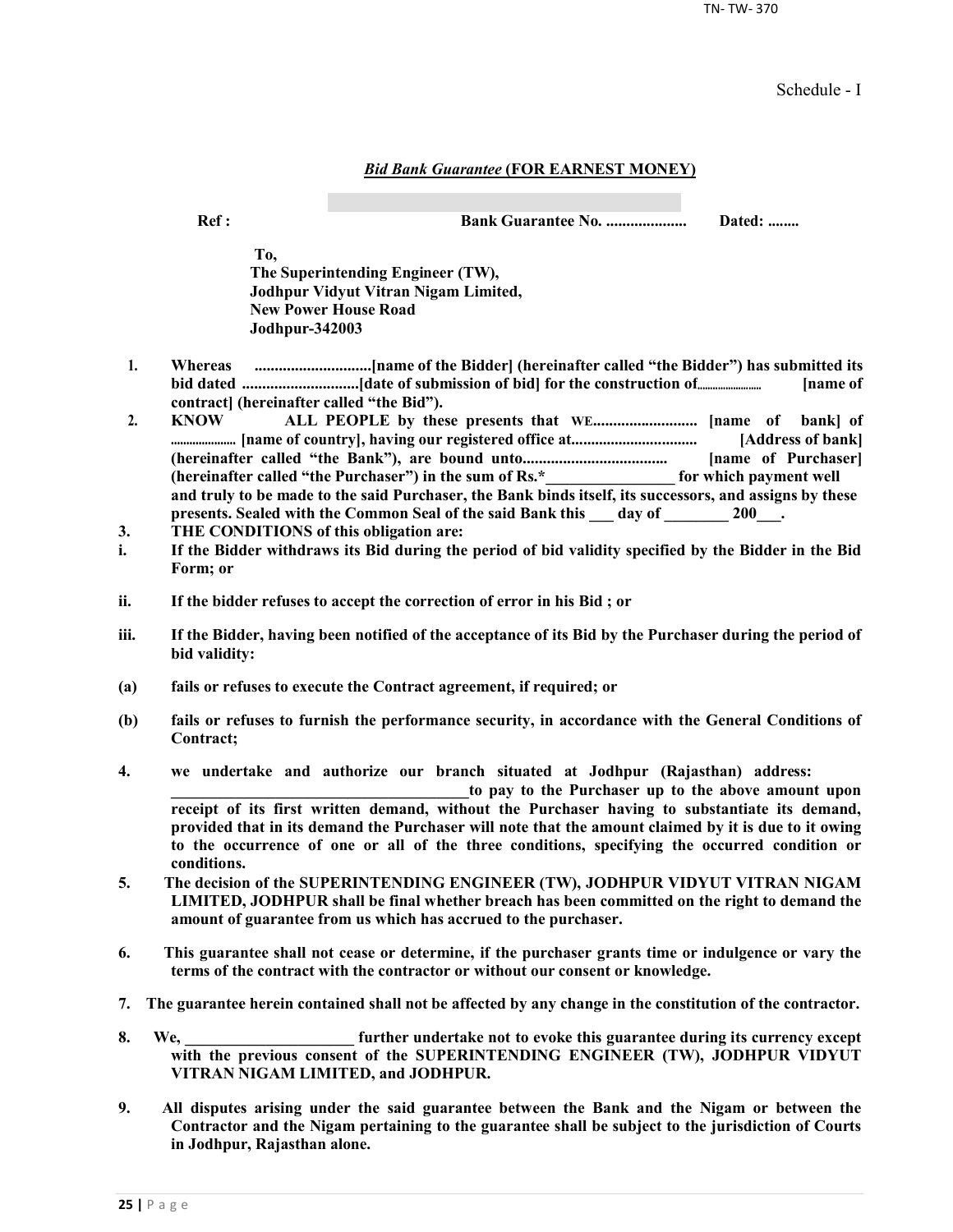Schedule - I

### *Bid Bank Guarantee* (FOR EARNEST MONEY)

**Ref : Bank Guarantee No. .................... Dated: ........**

**To,**
**The Superintending Engineer (TW),**
**Jodhpur Vidyut Vitran Nigam Limited,**
**New Power House Road**
**Jodhpur-342003**

1. **Whereas .............................[name of the Bidder] (hereinafter called "the Bidder") has submitted its bid dated .............................[date of submission of bid] for the construction of........................ [name of contract] (hereinafter called "the Bid").**
2. **KNOW ALL PEOPLE by these presents that WE.......................... [name of bank] of ..................... [name of country], having our registered office at................................ [Address of bank] (hereinafter called "the Bank"), are bound unto.................................... [name of Purchaser] (hereinafter called "the Purchaser") in the sum of Rs.*________________ for which payment well and truly to be made to the said Purchaser, the Bank binds itself, its successors, and assigns by these presents. Sealed with the Common Seal of the said Bank this ___ day of ________ 200___.**
3. **THE CONDITIONS of this obligation are:**

**i. If the Bidder withdraws its Bid during the period of bid validity specified by the Bidder in the Bid Form; or**

**ii. If the bidder refuses to accept the correction of error in his Bid ; or**

**iii. If the Bidder, having been notified of the acceptance of its Bid by the Purchaser during the period of bid validity:**

**(a) fails or refuses to execute the Contract agreement, if required; or**

**(b) fails or refuses to furnish the performance security, in accordance with the General Conditions of Contract;**

4. **we undertake and authorize our branch situated at Jodhpur (Rajasthan) address: ______________________________________to pay to the Purchaser up to the above amount upon receipt of its first written demand, without the Purchaser having to substantiate its demand, provided that in its demand the Purchaser will note that the amount claimed by it is due to it owing to the occurrence of one or all of the three conditions, specifying the occurred condition or conditions.**
5. **The decision of the SUPERINTENDING ENGINEER (TW), JODHPUR VIDYUT VITRAN NIGAM LIMITED, JODHPUR shall be final whether breach has been committed on the right to demand the amount of guarantee from us which has accrued to the purchaser.**
6. **This guarantee shall not cease or determine, if the purchaser grants time or indulgence or vary the terms of the contract with the contractor or without our consent or knowledge.**
7. **The guarantee herein contained shall not be affected by any change in the constitution of the contractor.**
8. **We, _____________________ further undertake not to evoke this guarantee during its currency except with the previous consent of the SUPERINTENDING ENGINEER (TW), JODHPUR VIDYUT VITRAN NIGAM LIMITED, and JODHPUR.**
9. **All disputes arising under the said guarantee between the Bank and the Nigam or between the Contractor and the Nigam pertaining to the guarantee shall be subject to the jurisdiction of Courts in Jodhpur, Rajasthan alone.**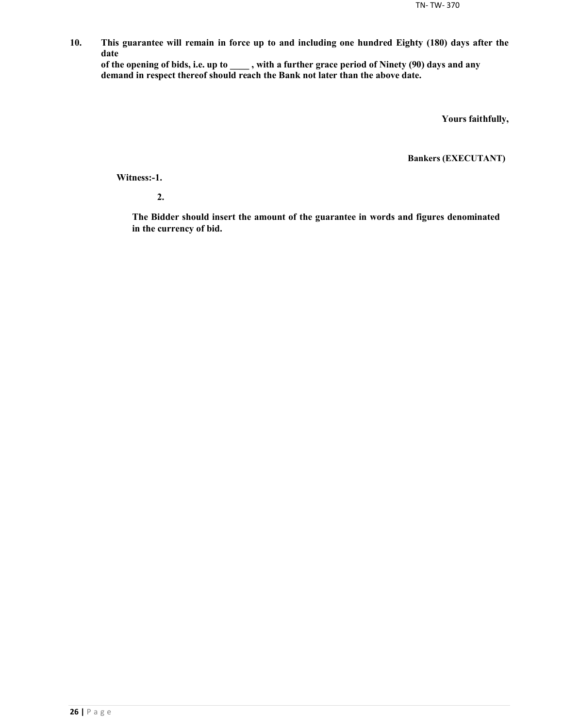**10. This guarantee will remain in force up to and including one hundred Eighty (180) days after the date of the opening of bids, i.e. up to ____ , with a further grace period of Ninety (90) days and any demand in respect thereof should reach the Bank not later than the above date.**

**Yours faithfully,**

**Bankers (EXECUTANT)**

**Witness:-1.**

**2.**

**The Bidder should insert the amount of the guarantee in words and figures denominated in the currency of bid.**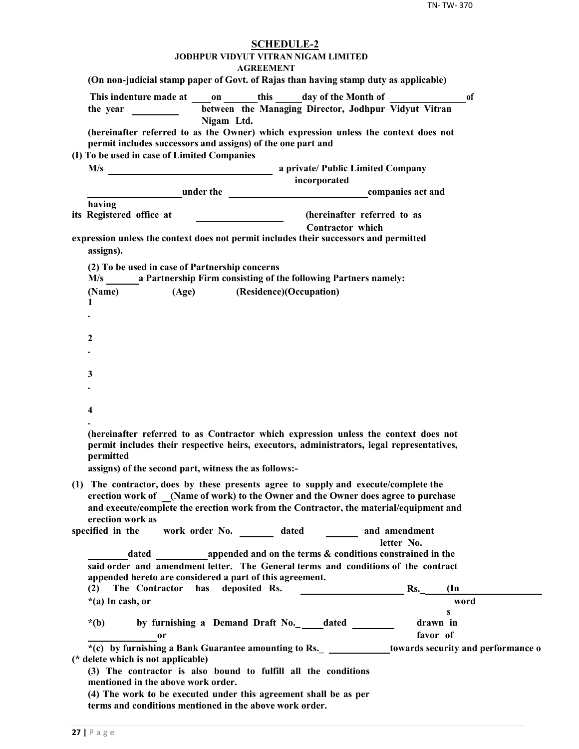# SCHEDULE-2

**JODHPUR VIDYUT VITRAN NIGAM LIMITED**

**AGREEMENT**

**(On non-judicial stamp paper of Govt. of Rajas than having stamp duty as applicable)**

**This indenture made at \_\_\_\_on \_\_\_\_\_\_\_this \_\_\_\_\_day of the Month of \_\_\_\_\_\_\_\_\_\_\_\_\_\_\_ of the year \_\_\_\_\_\_\_\_\_\_ between the Managing Director, Jodhpur Vidyut Vitran Nigam Ltd.**

**(hereinafter referred to as the Owner) which expression unless the context does not permit includes successors and assigns) of the one part and**

**(I) To be used in case of Limited Companies**

**M/s \_\_\_\_\_\_\_\_\_\_\_\_\_\_\_\_\_\_\_\_\_\_\_\_\_\_\_\_\_\_\_\_\_ a private/ Public Limited Company incorporated \_\_\_\_\_\_\_\_\_\_\_\_\_\_\_\_\_\_\_ under the \_\_\_\_\_\_\_\_\_\_\_\_\_\_\_\_\_\_\_\_\_\_\_\_\_\_\_\_ companies act and having its Registered office at \_\_\_\_\_\_\_\_\_\_\_\_\_\_\_\_\_\_ (hereinafter referred to as Contractor which expression unless the context does not permit includes their successors and permitted assigns).**

**(2) To be used in case of Partnership concerns**

**M/s \_\_\_\_\_\_\_a Partnership Firm consisting of the following Partners namely:**

**(Name) (Age) (Residence)(Occupation)**

**1.**

**2.**

**3.**

**4.**

**(hereinafter referred to as Contractor which expression unless the context does not permit includes their respective heirs, executors, administrators, legal representatives, permitted assigns) of the second part, witness the as follows:-**

**(1) The contractor, does by these presents agree to supply and execute/complete the erection work of \_\_(Name of work) to the Owner and the Owner does agree to purchase and execute/complete the erection work from the Contractor, the material/equipment and erection work as specified in the work order No. \_\_\_\_\_\_\_ dated \_\_\_\_\_\_\_ and amendment letter No. \_\_\_\_\_\_\_\_dated \_\_\_\_\_\_\_\_\_\_appended and on the terms & conditions constrained in the said order and amendment letter. The General terms and conditions of the contract appended hereto are considered a part of this agreement.**

**(2) The Contractor has deposited Rs. \_\_\_\_\_\_\_\_\_\_\_\_\_\_\_\_\_\_\_\_\_ Rs.\_\_\_\_\_(In words**

**\*(a) In cash, or**

**\*(b) by furnishing a Demand Draft No.\_\_\_\_\_dated \_\_\_\_\_\_\_\_\_ drawn in favor of \_\_\_\_\_\_\_\_\_\_\_\_\_\_or**

**\*(c) by furnishing a Bank Guarantee amounting to Rs.\_ \_\_\_\_\_\_\_\_\_\_\_\_\_towards security and performance o**

**(\* delete which is not applicable)**

**(3) The contractor is also bound to fulfill all the conditions mentioned in the above work order.**

**(4) The work to be executed under this agreement shall be as per terms and conditions mentioned in the above work order.**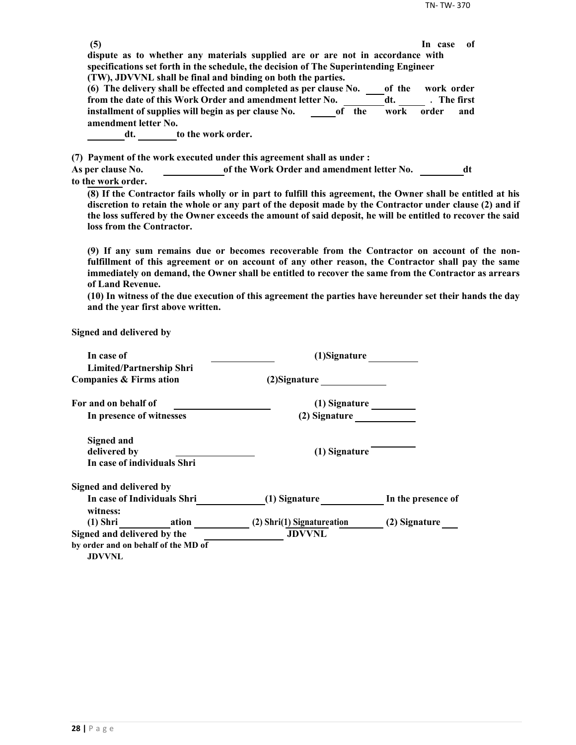**(5) In case of dispute as to whether any materials supplied are or are not in accordance with specifications set forth in the schedule, the decision of The Superintending Engineer (TW), JDVVNL shall be final and binding on both the parties.**

**(6) The delivery shall be effected and completed as per clause No. \_\_\_\_ of the work order from the date of this Work Order and amendment letter No. \_\_\_\_\_\_\_\_ dt. \_\_\_\_\_\_ . The first installment of supplies will begin as per clause No. \_\_\_\_\_ of the work order and amendment letter No. \_\_\_\_\_\_\_\_ dt. \_\_\_\_\_\_\_\_ to the work order.**

**(7) Payment of the work executed under this agreement shall as under :**
**As per clause No. \_\_\_\_\_\_\_\_\_\_\_\_ of the Work Order and amendment letter No. \_\_\_\_\_\_\_\_\_ dt to the work order.**

**(8) If the Contractor fails wholly or in part to fulfill this agreement, the Owner shall be entitled at his discretion to retain the whole or any part of the deposit made by the Contractor under clause (2) and if the loss suffered by the Owner exceeds the amount of said deposit, he will be entitled to recover the said loss from the Contractor.**

**(9) If any sum remains due or becomes recoverable from the Contractor on account of the non-fulfillment of this agreement or on account of any other reason, the Contractor shall pay the same immediately on demand, the Owner shall be entitled to recover the same from the Contractor as arrears of Land Revenue.**

**(10) In witness of the due execution of this agreement the parties have hereunder set their hands the day and the year first above written.**

**Signed and delivered by**

**In case of Limited/Partnership Shri \_\_\_\_\_\_\_\_\_\_\_\_\_ (1)Signature \_\_\_\_\_\_\_\_\_\_**
**Companies & Firms ation (2)Signature \_\_\_\_\_\_\_\_\_\_\_\_\_**

**For and on behalf of \_\_\_\_\_\_\_\_\_\_\_\_\_\_\_\_\_\_\_\_ (1) Signature \_\_\_\_\_\_\_\_\_**
**In presence of witnesses (2) Signature \_\_\_\_\_\_\_\_\_\_\_\_**

**Signed and delivered by \_\_\_\_\_\_\_\_\_\_\_\_\_\_\_\_ (1) Signature \_\_\_\_\_\_\_\_\_**
**In case of individuals Shri**

**Signed and delivered by**
**In case of Individuals Shri \_\_\_\_\_\_\_\_\_\_\_\_\_\_ (1) Signature \_\_\_\_\_\_\_\_\_\_\_\_\_ In the presence of witness:**
**(1) Shri \_\_\_\_\_\_\_\_\_\_ ation \_\_\_\_\_\_\_\_\_\_\_ (2) Shri(1) Signatureation \_\_\_\_\_\_\_\_ (2) Signature \_\_\_\_**
**Signed and delivered by the \_\_\_\_\_\_\_\_\_\_\_\_\_\_\_\_\_\_ JDVVNL**
**by order and on behalf of the MD of JDVVNL**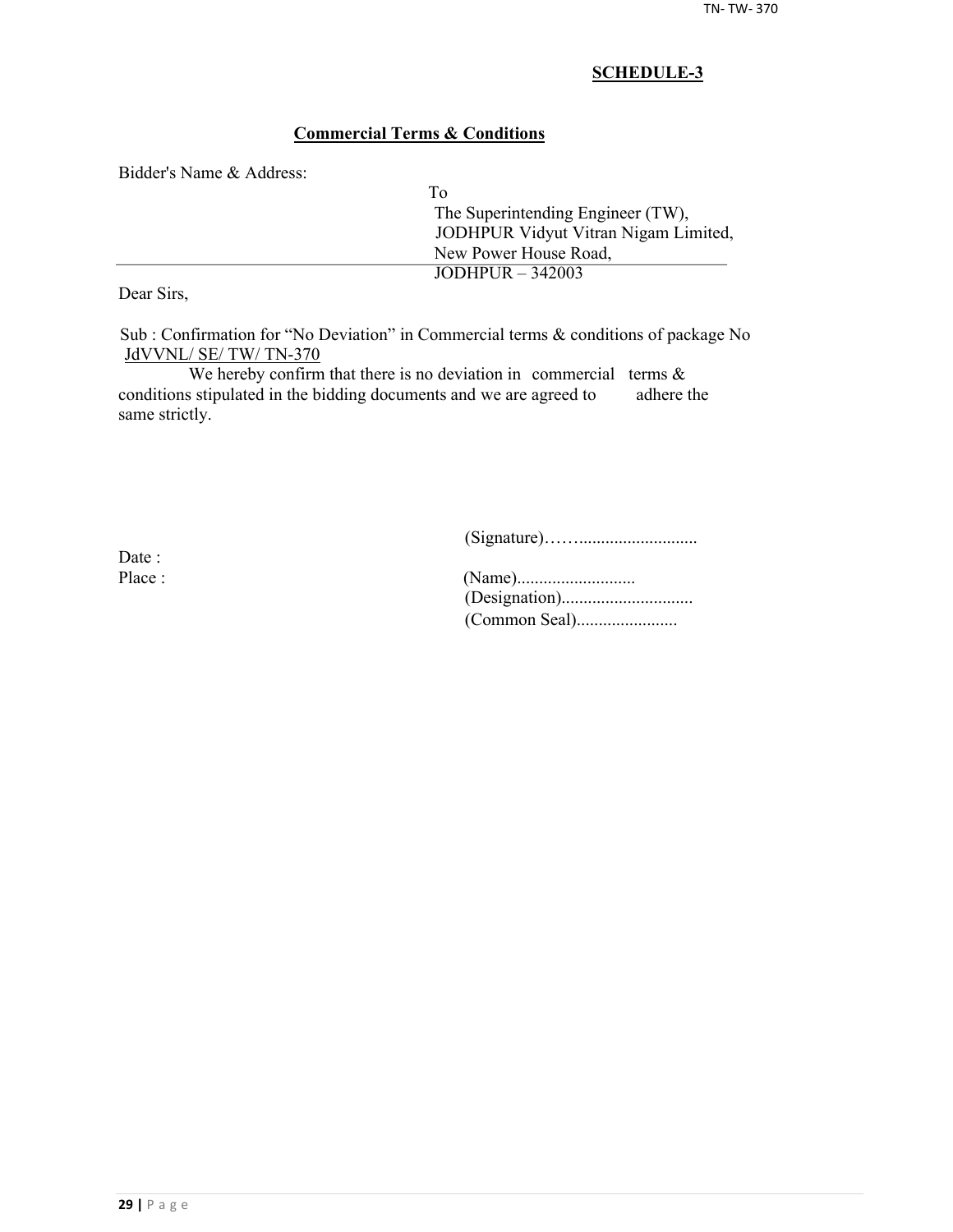**SCHEDULE-3**

**Commercial Terms & Conditions**

Bidder's Name & Address:

To
The Superintending Engineer (TW),
JODHPUR Vidyut Vitran Nigam Limited,
New Power House Road,
JODHPUR – 342003

Dear Sirs,

Sub : Confirmation for "No Deviation" in Commercial terms & conditions of package No JdVVNL/ SE/ TW/ TN-370

We hereby confirm that there is no deviation in commercial terms & conditions stipulated in the bidding documents and we are agreed to adhere the same strictly.

(Signature)……..........................

Date :

Place :

(Name)..........................
(Designation).............................
(Common Seal).......................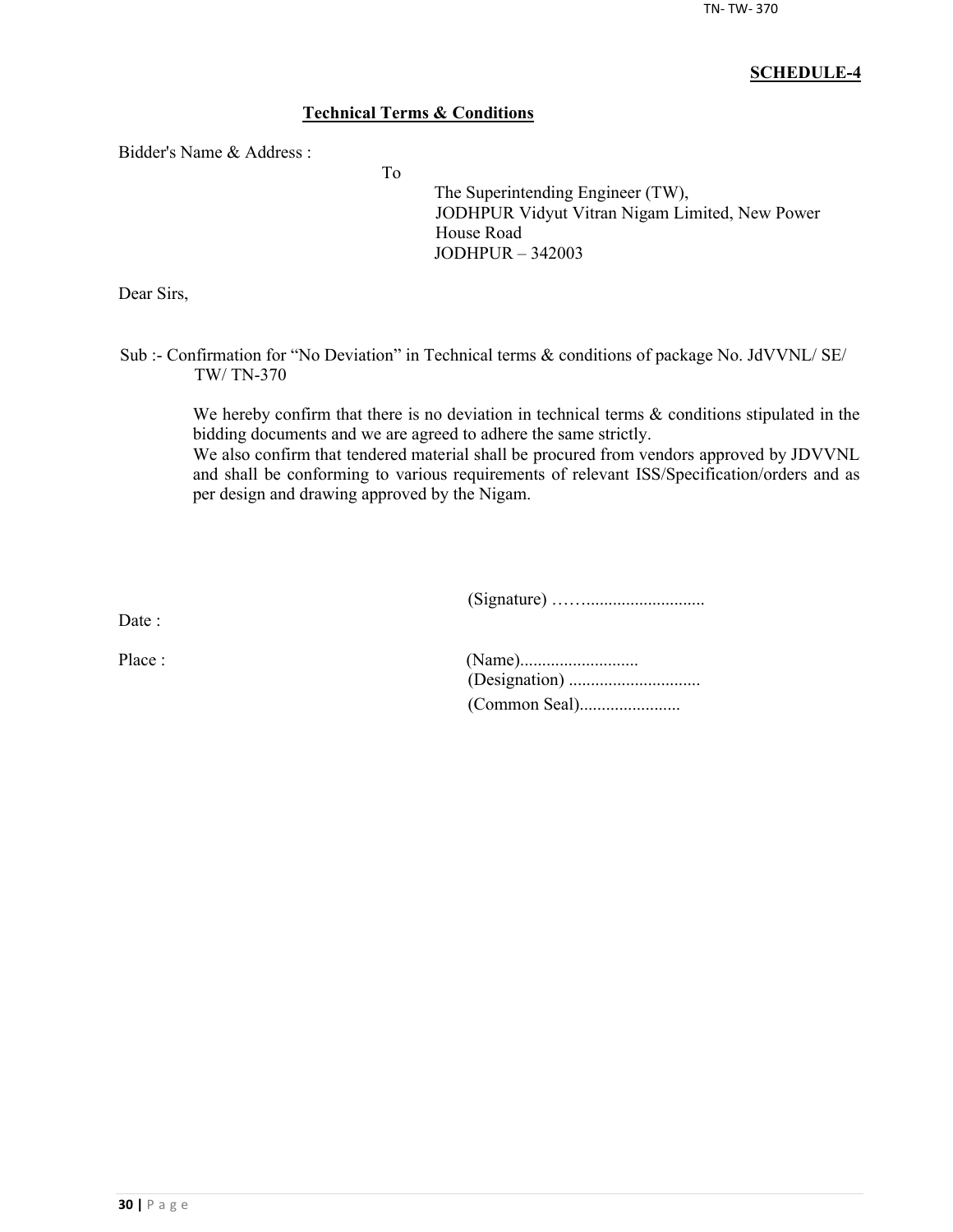**SCHEDULE-4**

**Technical Terms & Conditions**

Bidder's Name & Address :

To

The Superintending Engineer (TW),
JODHPUR Vidyut Vitran Nigam Limited, New Power House Road
JODHPUR – 342003

Dear Sirs,

Sub :- Confirmation for "No Deviation" in Technical terms & conditions of package No. JdVVNL/ SE/ TW/ TN-370

We hereby confirm that there is no deviation in technical terms & conditions stipulated in the bidding documents and we are agreed to adhere the same strictly.
We also confirm that tendered material shall be procured from vendors approved by JDVVNL and shall be conforming to various requirements of relevant ISS/Specification/orders and as per design and drawing approved by the Nigam.

(Signature) ……..........................

Date :

Place :

(Name)...........................
(Designation) .............................
(Common Seal).......................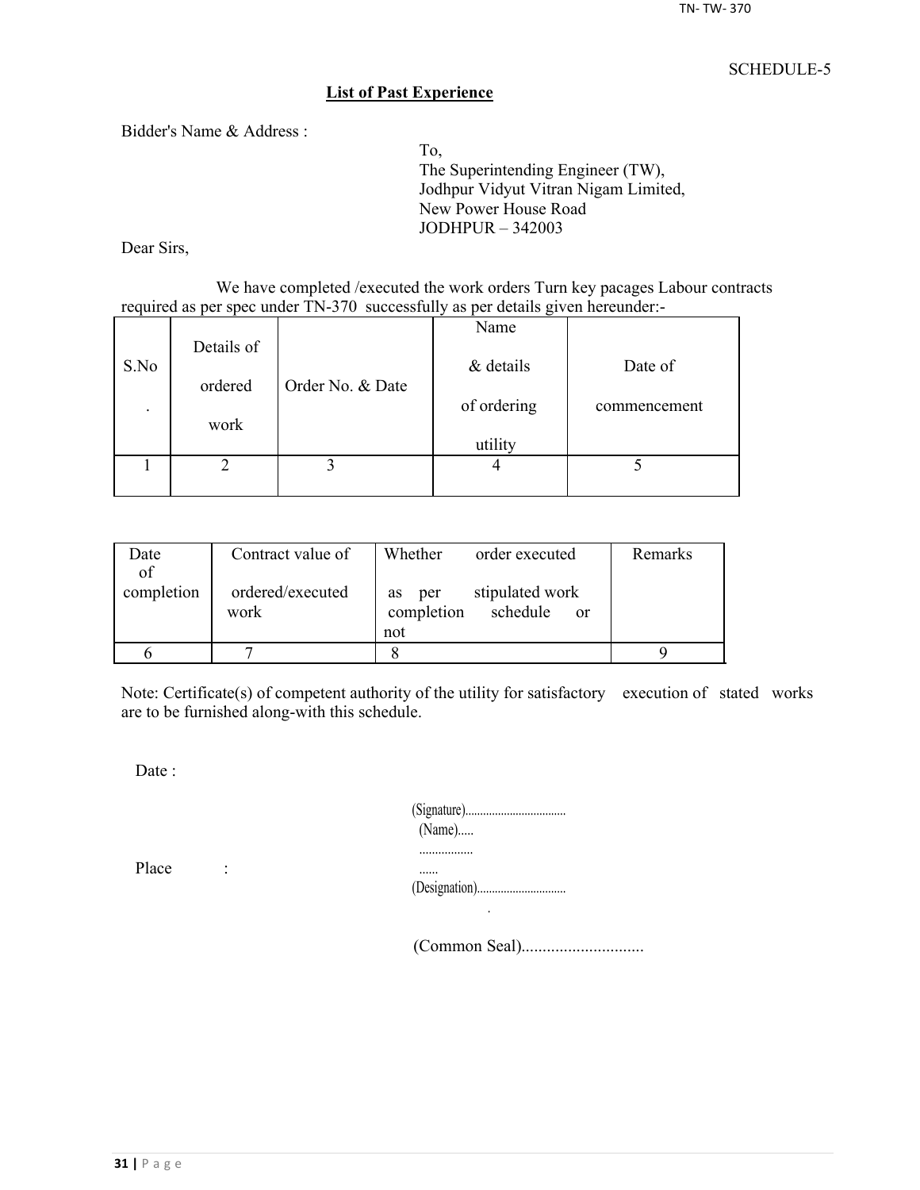SCHEDULE-5

## List of Past Experience

Bidder's Name & Address :

To,
The Superintending Engineer (TW),
Jodhpur Vidyut Vitran Nigam Limited,
New Power House Road
JODHPUR – 342003

Dear Sirs,

We have completed /executed the work orders Turn key pacages Labour contracts required as per spec under TN-370 successfully as per details given hereunder:-

| S.No. | Details of ordered work | Order No. & Date | Name & details of ordering utility | Date of commencement |
|---|---|---|---|---|
| 1 | 2 | 3 | 4 | 5 |

| Date of completion | Contract value of ordered/executed work | Whether order executed as per stipulated work completion schedule or not | Remarks |
|---|---|---|---|
| 6 | 7 | 8 | 9 |

Note: Certificate(s) of competent authority of the utility for satisfactory execution of stated works are to be furnished along-with this schedule.

Date :

Place :

(Signature)..................................
(Name).....
......................
(Designation)..............................

(Common Seal).............................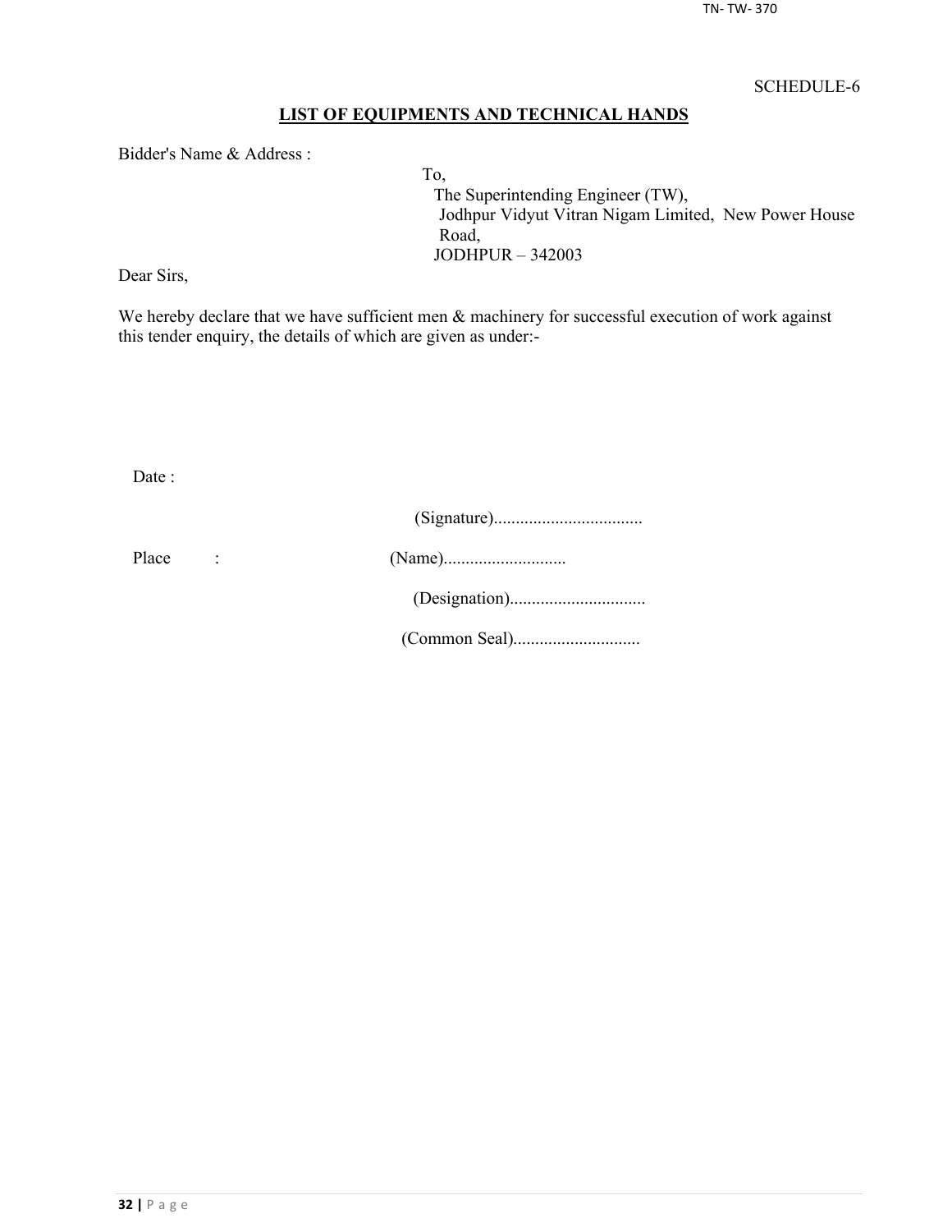SCHEDULE-6

## LIST OF EQUIPMENTS AND TECHNICAL HANDS

Bidder's Name & Address :

To,
The Superintending Engineer (TW),
Jodhpur Vidyut Vitran Nigam Limited, New Power House Road,
JODHPUR – 342003

Dear Sirs,

We hereby declare that we have sufficient men & machinery for successful execution of work against this tender enquiry, the details of which are given as under:-

Date :

(Signature)..................................

Place :

(Name)............................

(Designation)...............................

(Common Seal).............................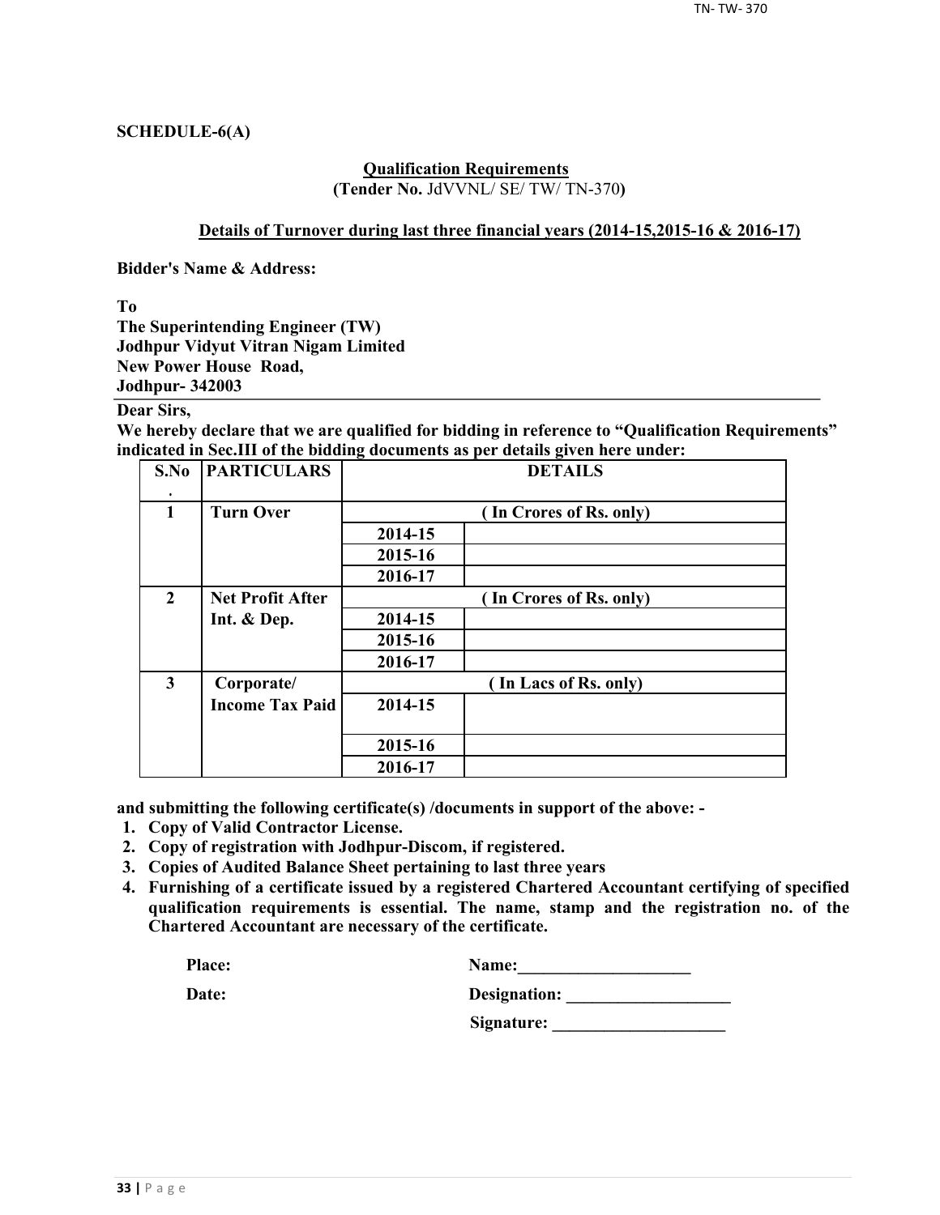**SCHEDULE-6(A)**

**Qualification Requirements**
**(Tender No.** JdVVNL/ SE/ TW/ TN-370**)**

**Details of Turnover during last three financial years (2014-15,2015-16 & 2016-17)**

**Bidder's Name & Address:**

**To**
**The Superintending Engineer (TW)**
**Jodhpur Vidyut Vitran Nigam Limited**
**New Power House Road,**
**Jodhpur- 342003**

**Dear Sirs,**
**We hereby declare that we are qualified for bidding in reference to "Qualification Requirements" indicated in Sec.III of the bidding documents as per details given here under:**

| S.No. | PARTICULARS | DETAILS | |
|---|---|---|---|
| 1 | Turn Over | ( In Crores of Rs. only) | |
| | | 2014-15 | |
| | | 2015-16 | |
| | | 2016-17 | |
| 2 | Net Profit After Int. & Dep. | ( In Crores of Rs. only) | |
| | | 2014-15 | |
| | | 2015-16 | |
| | | 2016-17 | |
| 3 | Corporate/ Income Tax Paid | ( In Lacs of Rs. only) | |
| | | 2014-15 | |
| | | 2015-16 | |
| | | 2016-17 | |

**and submitting the following certificate(s) /documents in support of the above: -**

1. **Copy of Valid Contractor License.**
2. **Copy of registration with Jodhpur-Discom, if registered.**
3. **Copies of Audited Balance Sheet pertaining to last three years**
4. **Furnishing of a certificate issued by a registered Chartered Accountant certifying of specified qualification requirements is essential. The name, stamp and the registration no. of the Chartered Accountant are necessary of the certificate.**

**Place:** **Name:**\_\_\_\_\_\_\_\_\_\_\_\_\_\_\_\_\_\_\_\_

**Date:** **Designation:** \_\_\_\_\_\_\_\_\_\_\_\_\_\_\_\_\_\_\_

**Signature:** \_\_\_\_\_\_\_\_\_\_\_\_\_\_\_\_\_\_\_\_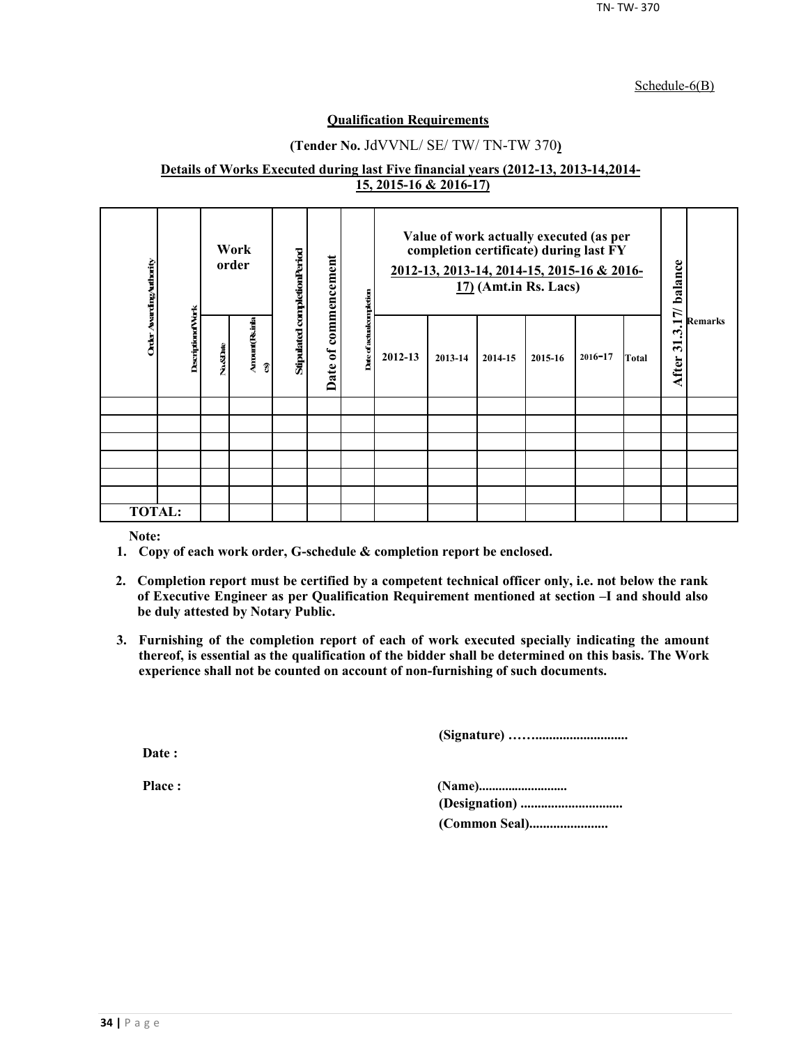Schedule-6(B)

## Qualification Requirements

**(Tender No.** JdVVNL/ SE/ TW/ TN-TW 370**)**

**Details of Works Executed during last Five financial years (2012-13, 2013-14,2014-15, 2015-16 & 2016-17)**

| Order Awarding Authority | Description of Work | Work order | | Stipulated completion Period | Date of commencement | Date of actual completion | Value of work actually executed (as per completion certificate) during last FY 2012-13, 2013-14, 2014-15, 2015-16 & 2016-17) (Amt.in Rs. Lacs) | | | | | | After 31.3.17/ balance | Remarks |
|---|---|---|---|---|---|---|---|---|---|---|---|---|---|---|
| | | No.&Date | Amount(Rs.in lacs) | | | | 2012-13 | 2013-14 | 2014-15 | 2015-16 | 2016-17 | Total | | |
| | | | | | | | | | | | | | | |
| | | | | | | | | | | | | | | |
| | | | | | | | | | | | | | | |
| | | | | | | | | | | | | | | |
| | | | | | | | | | | | | | | |
| | | | | | | | | | | | | | | |
| TOTAL: | | | | | | | | | | | | | | |

**Note:**

1. **Copy of each work order, G-schedule & completion report be enclosed.**
2. **Completion report must be certified by a competent technical officer only, i.e. not below the rank of Executive Engineer as per Qualification Requirement mentioned at section –I and should also be duly attested by Notary Public.**
3. **Furnishing of the completion report of each of work executed specially indicating the amount thereof, is essential as the qualification of the bidder shall be determined on this basis. The Work experience shall not be counted on account of non-furnishing of such documents.**

**(Signature) ……..........................**

**Date :**

**Place :**

**(Name)..........................**

**(Designation) .............................**

**(Common Seal).......................**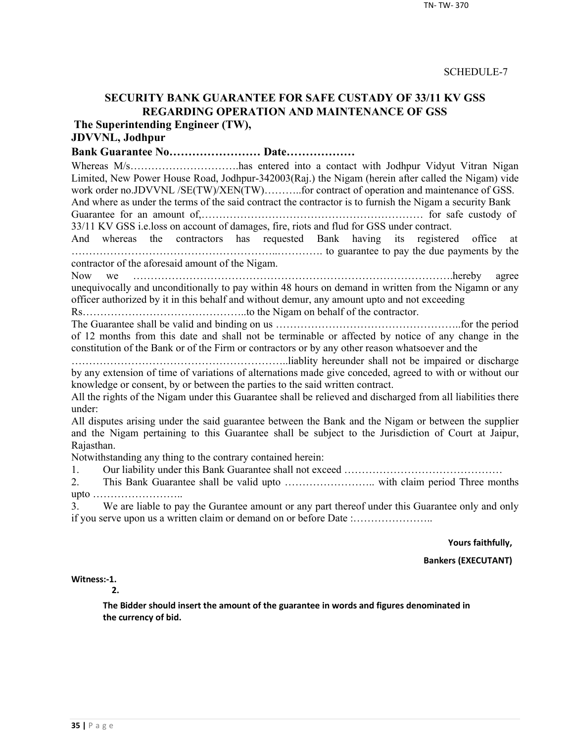SCHEDULE-7

## SECURITY BANK GUARANTEE FOR SAFE CUSTADY OF 33/11 KV GSS REGARDING OPERATION AND MAINTENANCE OF GSS

**The Superintending Engineer (TW),**
**JDVVNL, Jodhpur**

**Bank Guarantee No…………………… Date………………**

Whereas M/s………………………….has entered into a contact with Jodhpur Vidyut Vitran Nigan Limited, New Power House Road, Jodhpur-342003(Raj.) the Nigam (herein after called the Nigam) vide work order no.JDVVNL /SE(TW)/XEN(TW)………..for contract of operation and maintenance of GSS.

And where as under the terms of the said contract the contractor is to furnish the Nigam a security Bank Guarantee for an amount of,……………………………………………………… for safe custody of 33/11 KV GSS i.e.loss on account of damages, fire, riots and flud for GSS under contract.

And whereas the contractors has requested Bank having its registered office at ……………………………………………..…………. to guarantee to pay the due payments by the contractor of the aforesaid amount of the Nigam.

Now we …………………………………………………………………………….hereby agree unequivocally and unconditionally to pay within 48 hours on demand in written from the Nigamn or any officer authorized by it in this behalf and without demur, any amount upto and not exceeding Rs………………………………………..to the Nigam on behalf of the contractor.

The Guarantee shall be valid and binding on us ……………………………………………..for the period of 12 months from this date and shall not be terminable or affected by notice of any change in the constitution of the Bank or of the Firm or contractors or by any other reason whatsoever and the …………………………………………………..liablity hereunder shall not be impaired or discharge by any extension of time of variations of alternations made give conceded, agreed to with or without our knowledge or consent, by or between the parties to the said written contract.

All the rights of the Nigam under this Guarantee shall be relieved and discharged from all liabilities there under:

All disputes arising under the said guarantee between the Bank and the Nigam or between the supplier and the Nigam pertaining to this Guarantee shall be subject to the Jurisdiction of Court at Jaipur, Rajasthan.

Notwithstanding any thing to the contrary contained herein:

1. Our liability under this Bank Guarantee shall not exceed ………………………………………
2. This Bank Guarantee shall be valid upto …………………….. with claim period Three months upto ……………………..
3. We are liable to pay the Gurantee amount or any part thereof under this Guarantee only and only if you serve upon us a written claim or demand on or before Date :…………………..

**Yours faithfully,**

**Bankers (EXECUTANT)**

**Witness:-1.**
**2.**

**The Bidder should insert the amount of the guarantee in words and figures denominated in the currency of bid.**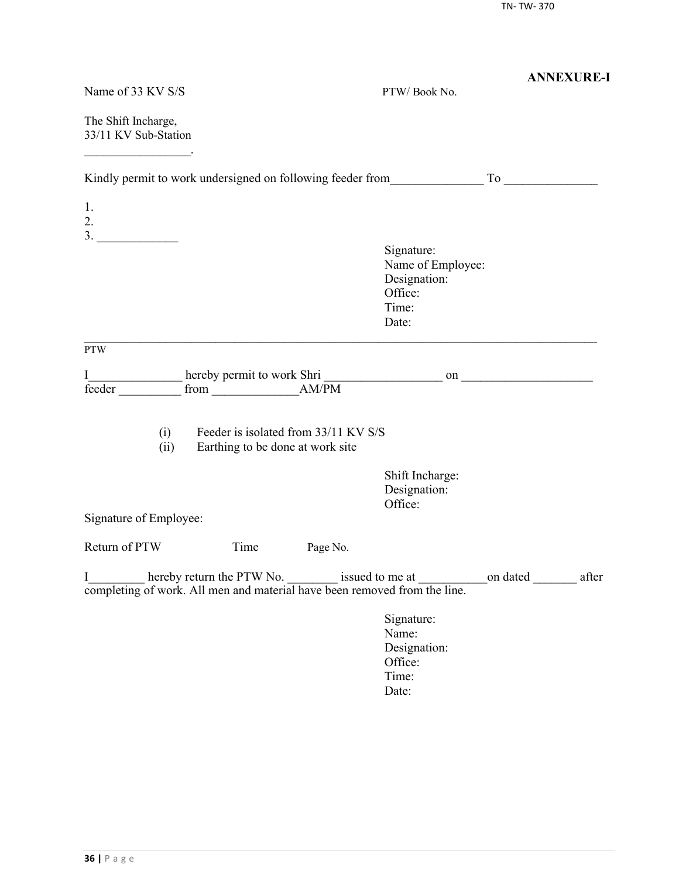**ANNEXURE-I**

Name of 33 KV S/S PTW/ Book No.

The Shift Incharge,
33/11 KV Sub-Station
_________________.

Kindly permit to work undersigned on following feeder from_______________ To _______________

1.
2.
3. _____________

Signature:
Name of Employee:
Designation:
Office:
Time:
Date:

---

PTW

I_______________ hereby permit to work Shri ___________________ on _____________________ feeder __________ from ______________AM/PM

(i) Feeder is isolated from 33/11 KV S/S
(ii) Earthing to be done at work site

Shift Incharge:
Designation:
Office:

Signature of Employee:

Return of PTW Time Page No.

I_________ hereby return the PTW No. ________ issued to me at ___________on dated _______ after completing of work. All men and material have been removed from the line.

Signature:
Name:
Designation:
Office:
Time:
Date: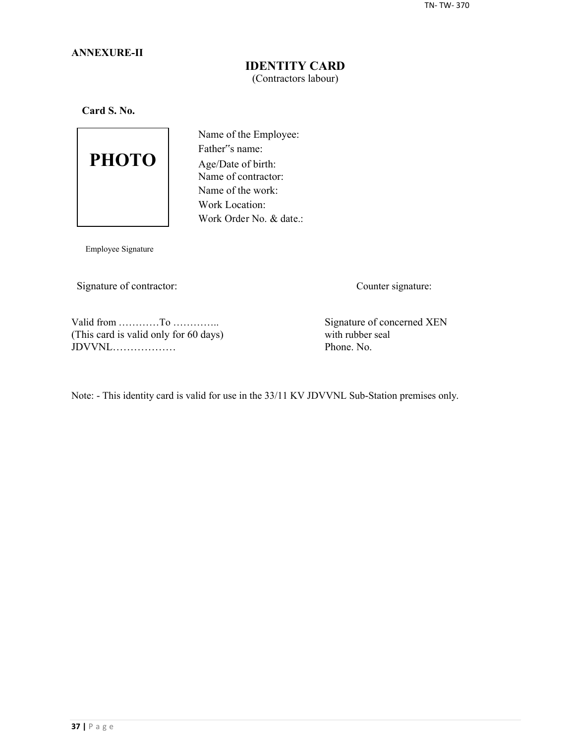**ANNEXURE-II**

## IDENTITY CARD

(Contractors labour)

**Card S. No.**

PHOTO

Name of the Employee:
Father"s name:
Age/Date of birth:
Name of contractor:
Name of the work:
Work Location:
Work Order No. & date.:

Employee Signature

Signature of contractor:

Counter signature:

Valid from …………To …………..
(This card is valid only for 60 days)
JDVVNL………………

Signature of concerned XEN
with rubber seal
Phone. No.

Note: - This identity card is valid for use in the 33/11 KV JDVVNL Sub-Station premises only.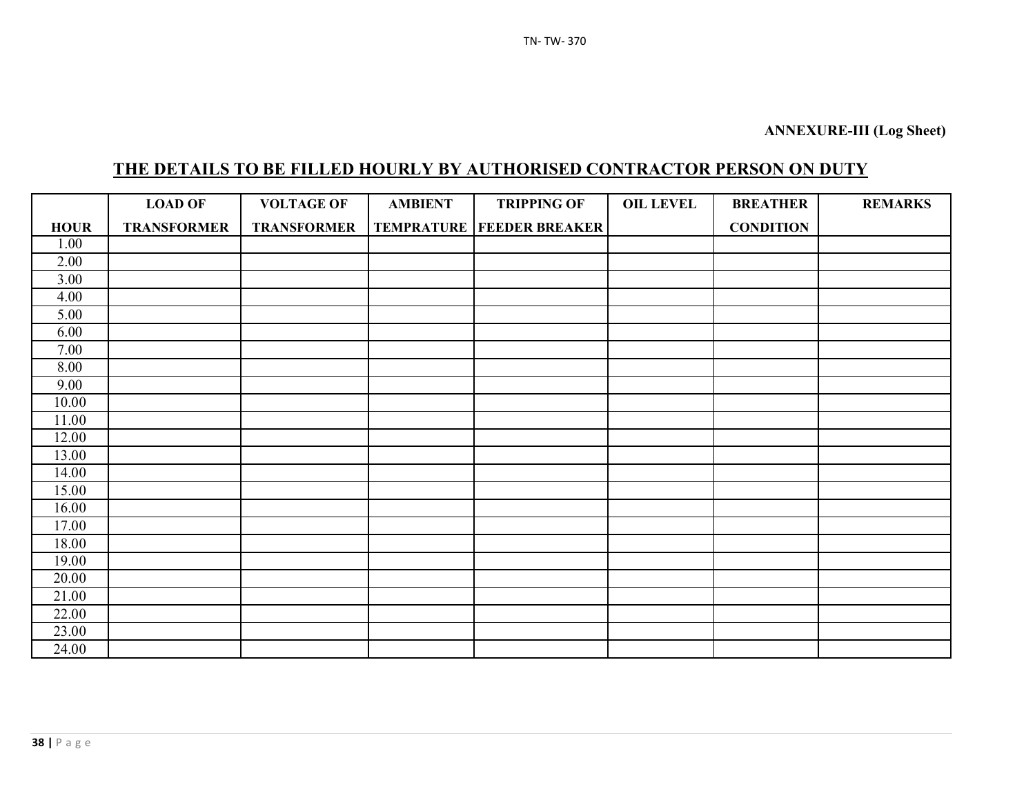**ANNEXURE-III (Log Sheet)**

## THE DETAILS TO BE FILLED HOURLY BY AUTHORISED CONTRACTOR PERSON ON DUTY

| HOUR | LOAD OF TRANSFORMER | VOLTAGE OF TRANSFORMER | AMBIENT TEMPRATURE | TRIPPING OF FEEDER BREAKER | OIL LEVEL | BREATHER CONDITION | REMARKS |
|---|---|---|---|---|---|---|---|
| 1.00 | | | | | | | |
| 2.00 | | | | | | | |
| 3.00 | | | | | | | |
| 4.00 | | | | | | | |
| 5.00 | | | | | | | |
| 6.00 | | | | | | | |
| 7.00 | | | | | | | |
| 8.00 | | | | | | | |
| 9.00 | | | | | | | |
| 10.00 | | | | | | | |
| 11.00 | | | | | | | |
| 12.00 | | | | | | | |
| 13.00 | | | | | | | |
| 14.00 | | | | | | | |
| 15.00 | | | | | | | |
| 16.00 | | | | | | | |
| 17.00 | | | | | | | |
| 18.00 | | | | | | | |
| 19.00 | | | | | | | |
| 20.00 | | | | | | | |
| 21.00 | | | | | | | |
| 22.00 | | | | | | | |
| 23.00 | | | | | | | |
| 24.00 | | | | | | | |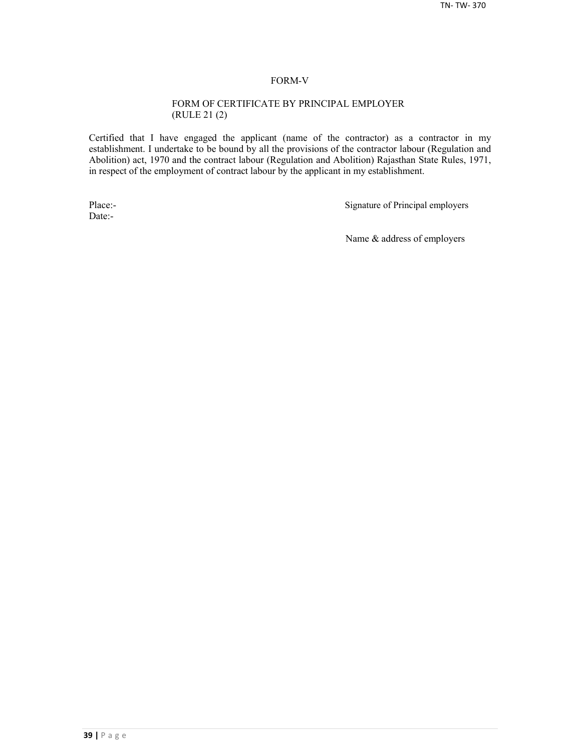# FORM-V

## FORM OF CERTIFICATE BY PRINCIPAL EMPLOYER
(RULE 21 (2)

Certified that I have engaged the applicant (name of the contractor) as a contractor in my establishment. I undertake to be bound by all the provisions of the contractor labour (Regulation and Abolition) act, 1970 and the contract labour (Regulation and Abolition) Rajasthan State Rules, 1971, in respect of the employment of contract labour by the applicant in my establishment.

Place:-
Date:-

Signature of Principal employers

Name & address of employers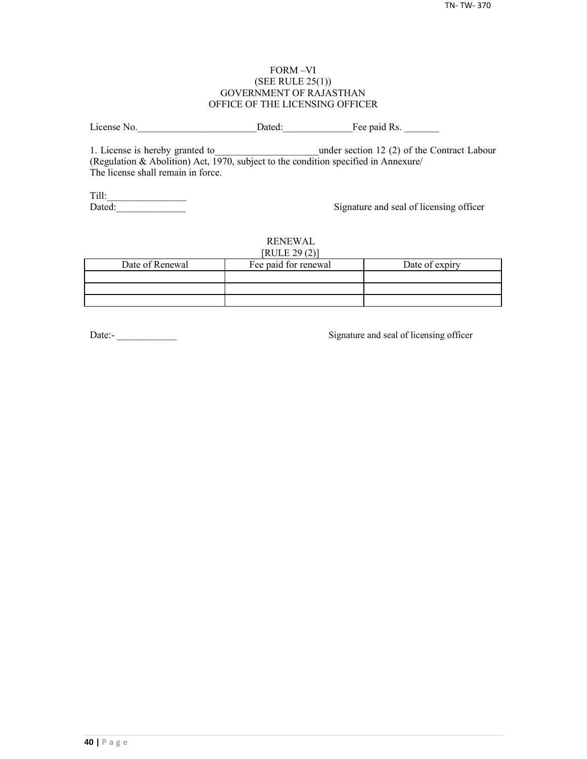FORM –VI
(SEE RULE 25(1))
GOVERNMENT OF RAJASTHAN
OFFICE OF THE LICENSING OFFICER

License No.________________________Dated:______________Fee paid Rs. _______

1. License is hereby granted to_____________________under section 12 (2) of the Contract Labour (Regulation & Abolition) Act, 1970, subject to the condition specified in Annexure/
The license shall remain in force.

Till:________________
Dated:______________

Signature and seal of licensing officer

RENEWAL
[RULE 29 (2)]

| Date of Renewal | Fee paid for renewal | Date of expiry |
|---|---|---|
| | | |
| | | |
| | | |

Date:- ____________

Signature and seal of licensing officer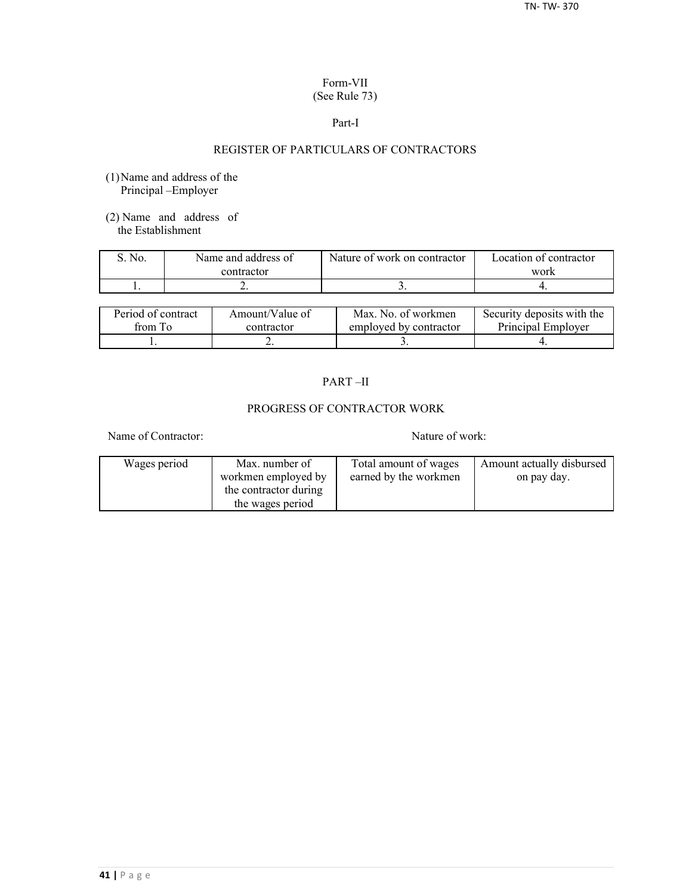Form-VII
(See Rule 73)

Part-I

## REGISTER OF PARTICULARS OF CONTRACTORS

(1) Name and address of the Principal –Employer

(2) Name and address of the Establishment

| S. No. | Name and address of contractor | Nature of work on contractor | Location of contractor work |
|---|---|---|---|
| 1. | 2. | 3. | 4. |

| Period of contract from To | Amount/Value of contractor | Max. No. of workmen employed by contractor | Security deposits with the Principal Employer |
|---|---|---|---|
| 1. | 2. | 3. | 4. |

## PART –II

## PROGRESS OF CONTRACTOR WORK

Name of Contractor: Nature of work:

| Wages period | Max. number of workmen employed by the contractor during the wages period | Total amount of wages earned by the workmen | Amount actually disbursed on pay day. |
|---|---|---|---|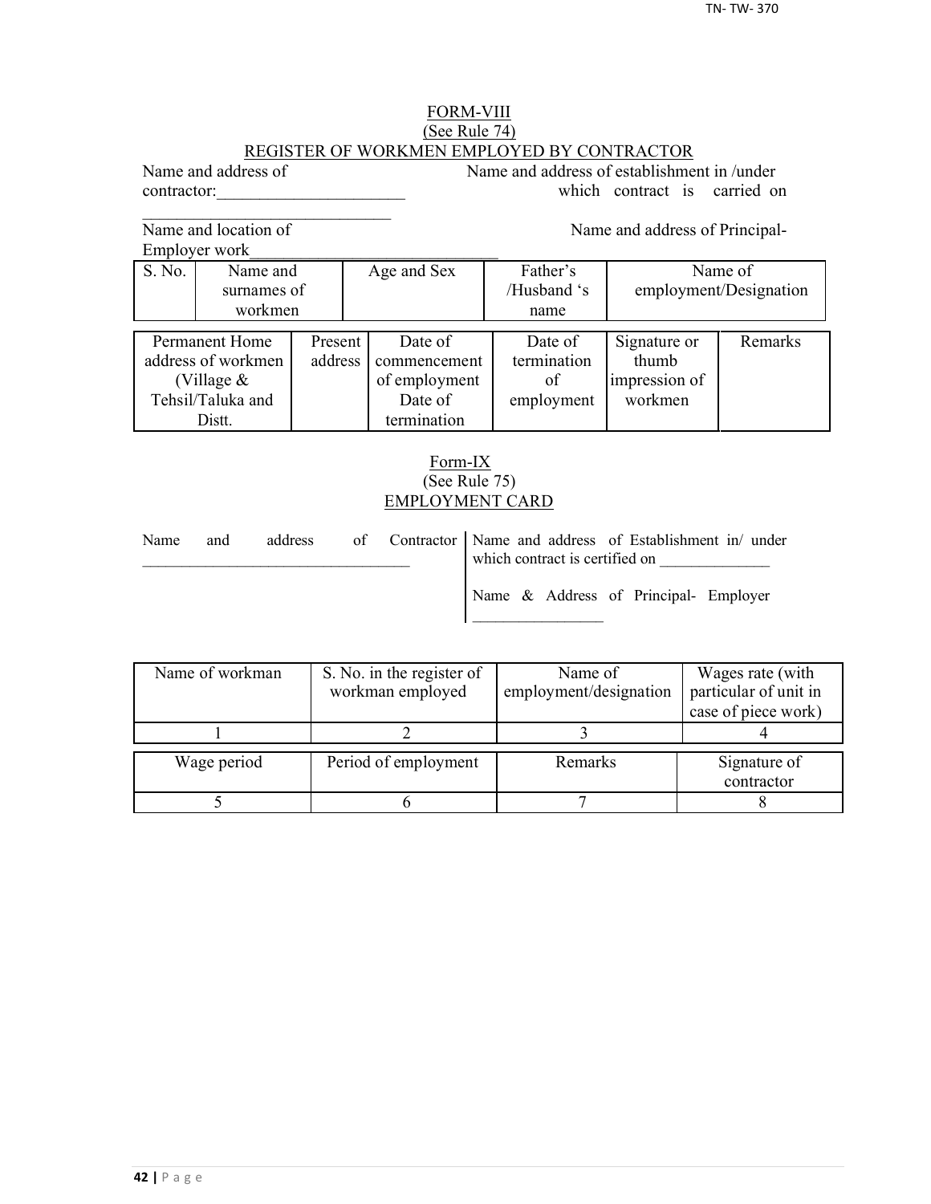## FORM-VIII

(See Rule 74)

### REGISTER OF WORKMEN EMPLOYED BY CONTRACTOR

Name and address of contractor:______________________ ______________________________

Name and address of establishment in /under which contract is carried on

Name and location of Employer work_____________________________

Name and address of Principal-

| S. No. | Name and surnames of workmen | Age and Sex | Father's /Husband 's name | Name of employment/Designation |
|---|---|---|---|---|

| Permanent Home address of workmen (Village & Tehsil/Taluka and Distt. | Present address | Date of commencement of employment Date of termination | Date of termination of employment | Signature or thumb impression of workmen | Remarks |
|---|---|---|---|---|---|

## Form-IX

(See Rule 75)

### EMPLOYMENT CARD

Name and address of Contractor _________________________________

Name and address of Establishment in/ under which contract is certified on _____________

Name & Address of Principal- Employer ________________

| Name of workman | S. No. in the register of workman employed | Name of employment/designation | Wages rate (with particular of unit in case of piece work) |
|---|---|---|---|
| 1 | 2 | 3 | 4 |

| Wage period | Period of employment | Remarks | Signature of contractor |
|---|---|---|---|
| 5 | 6 | 7 | 8 |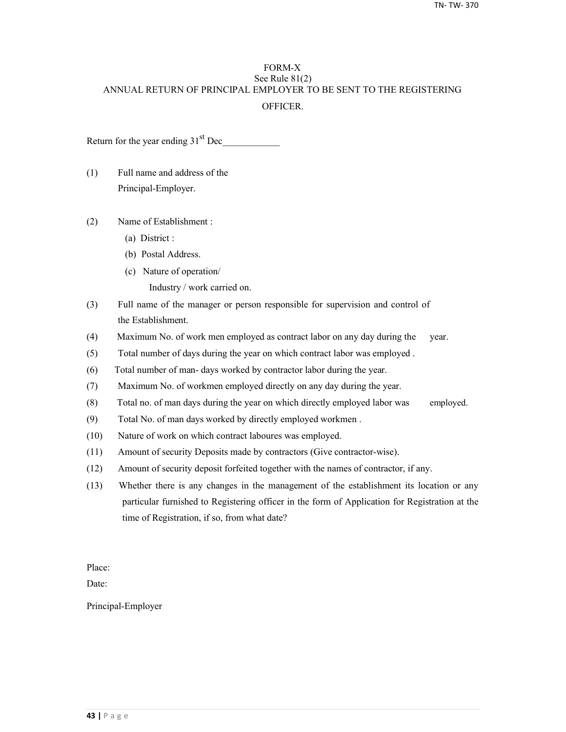# FORM-X

See Rule 81(2)

ANNUAL RETURN OF PRINCIPAL EMPLOYER TO BE SENT TO THE REGISTERING OFFICER.

Return for the year ending 31st Dec____________

(1) Full name and address of the Principal-Employer.

(2) Name of Establishment :

(a) District :

(b) Postal Address.

(c) Nature of operation/ Industry / work carried on.

(3) Full name of the manager or person responsible for supervision and control of the Establishment.

(4) Maximum No. of work men employed as contract labor on any day during the year.

(5) Total number of days during the year on which contract labor was employed .

(6) Total number of man- days worked by contractor labor during the year.

(7) Maximum No. of workmen employed directly on any day during the year.

(8) Total no. of man days during the year on which directly employed labor was employed.

(9) Total No. of man days worked by directly employed workmen .

(10) Nature of work on which contract laboures was employed.

(11) Amount of security Deposits made by contractors (Give contractor-wise).

(12) Amount of security deposit forfeited together with the names of contractor, if any.

(13) Whether there is any changes in the management of the establishment its location or any particular furnished to Registering officer in the form of Application for Registration at the time of Registration, if so, from what date?

Place:

Date:

Principal-Employer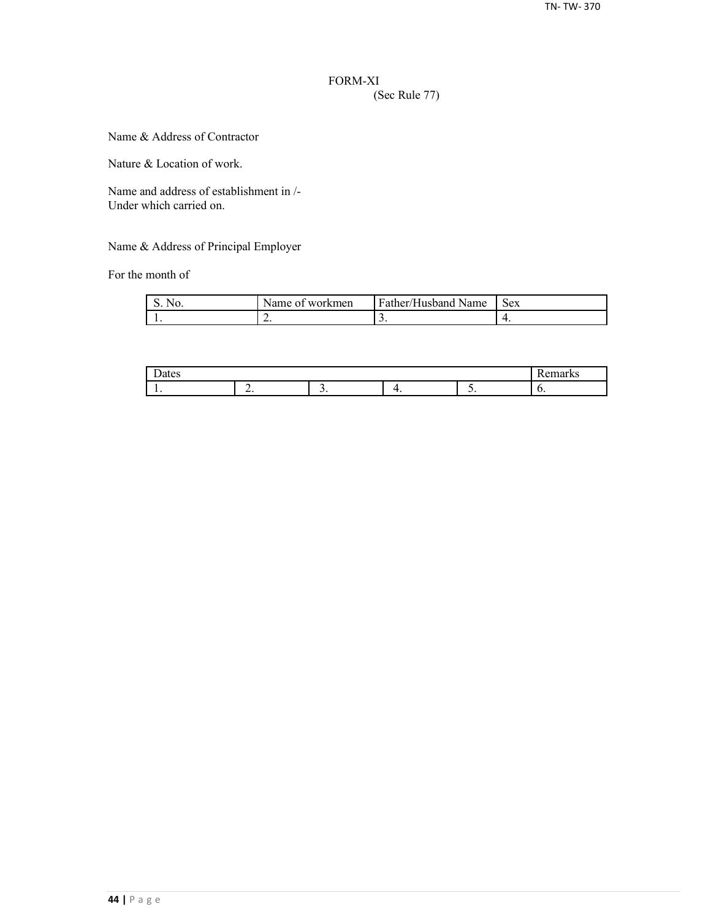FORM-XI
(Sec Rule 77)

Name & Address of Contractor

Nature & Location of work.

Name and address of establishment in /-
Under which carried on.

Name & Address of Principal Employer

For the month of

| S. No. | Name of workmen | Father/Husband Name | Sex |
|---|---|---|---|
| 1. | 2. | 3. | 4. |

| Dates | | | | | Remarks |
|---|---|---|---|---|---|
| 1. | 2. | 3. | 4. | 5. | 6. |